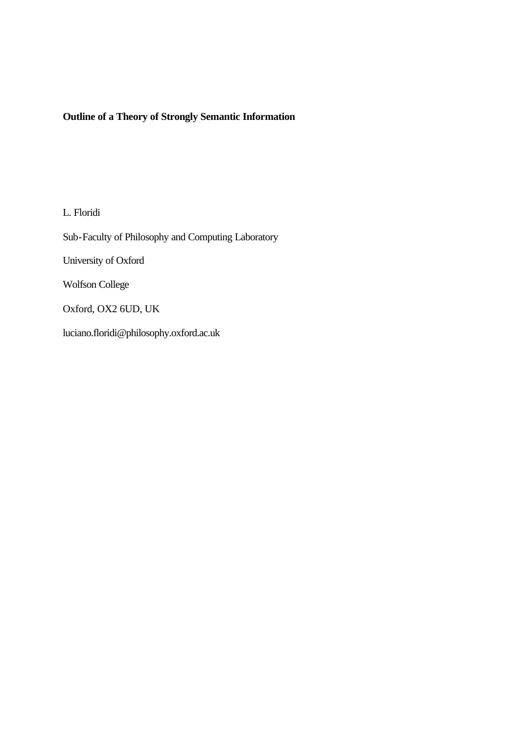# Outline of a Theory of Strongly Semantic Information

L. Floridi

Sub-Faculty of Philosophy and Computing Laboratory

University of Oxford

Wolfson College

Oxford, OX2 6UD, UK

luciano.floridi@philosophy.oxford.ac.uk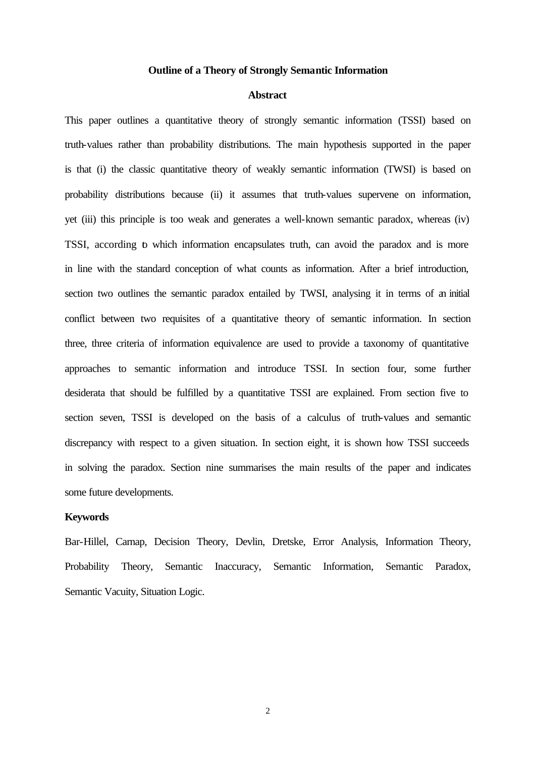# Outline of a Theory of Strongly Semantic Information

## Abstract

This paper outlines a quantitative theory of strongly semantic information (TSSI) based on truth-values rather than probability distributions. The main hypothesis supported in the paper is that (i) the classic quantitative theory of weakly semantic information (TWSI) is based on probability distributions because (ii) it assumes that truth-values supervene on information, yet (iii) this principle is too weak and generates a well-known semantic paradox, whereas (iv) TSSI, according to which information encapsulates truth, can avoid the paradox and is more in line with the standard conception of what counts as information. After a brief introduction, section two outlines the semantic paradox entailed by TWSI, analysing it in terms of an initial conflict between two requisites of a quantitative theory of semantic information. In section three, three criteria of information equivalence are used to provide a taxonomy of quantitative approaches to semantic information and introduce TSSI. In section four, some further desiderata that should be fulfilled by a quantitative TSSI are explained. From section five to section seven, TSSI is developed on the basis of a calculus of truth-values and semantic discrepancy with respect to a given situation. In section eight, it is shown how TSSI succeeds in solving the paradox. Section nine summarises the main results of the paper and indicates some future developments.

**Keywords**

Bar-Hillel, Carnap, Decision Theory, Devlin, Dretske, Error Analysis, Information Theory, Probability Theory, Semantic Inaccuracy, Semantic Information, Semantic Paradox, Semantic Vacuity, Situation Logic.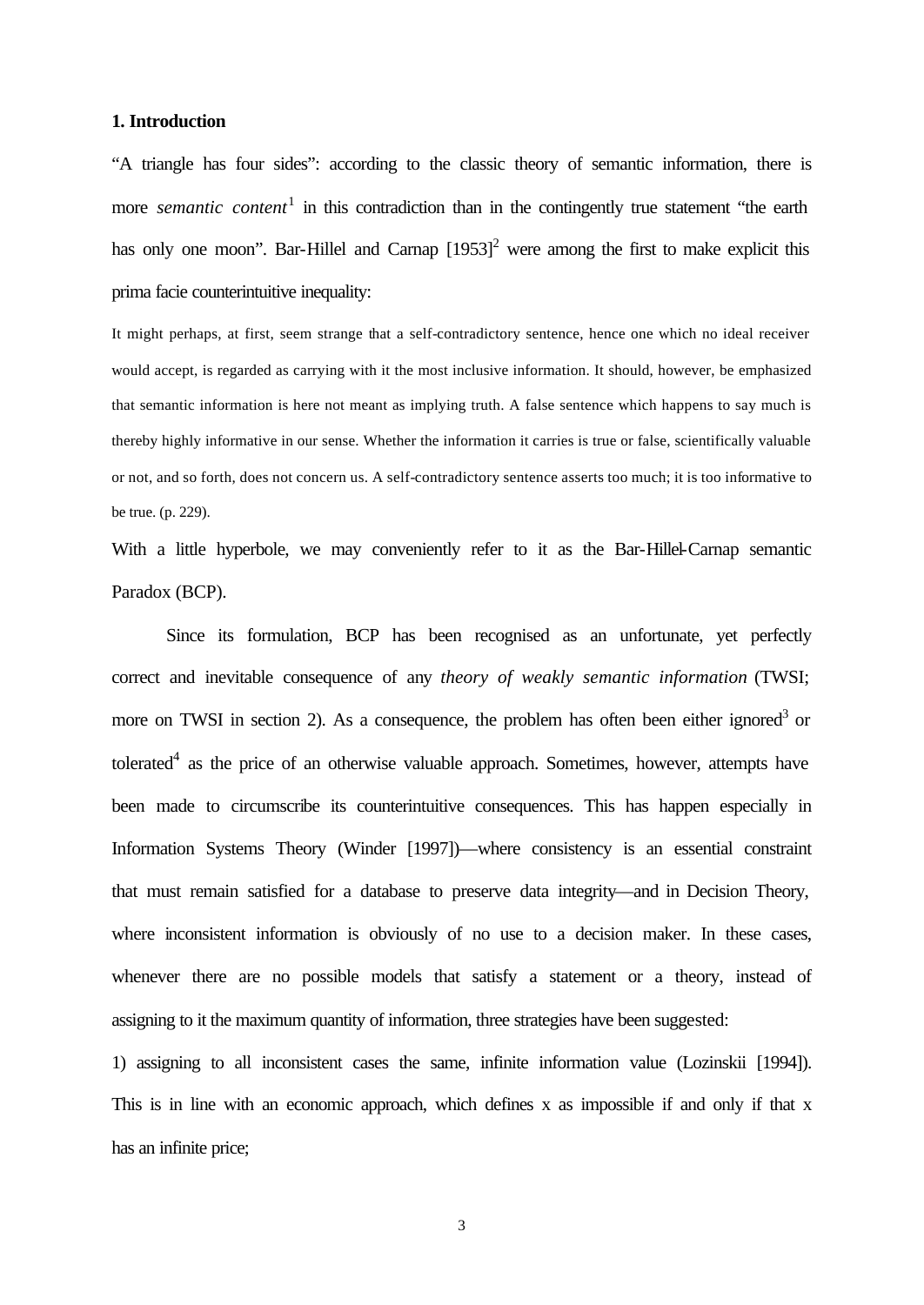## 1. Introduction

"A triangle has four sides": according to the classic theory of semantic information, there is more *semantic content*[1] in this contradiction than in the contingently true statement "the earth has only one moon". Bar-Hillel and Carnap [1953][2] were among the first to make explicit this prima facie counterintuitive inequality:

> It might perhaps, at first, seem strange that a self-contradictory sentence, hence one which no ideal receiver would accept, is regarded as carrying with it the most inclusive information. It should, however, be emphasized that semantic information is here not meant as implying truth. A false sentence which happens to say much is thereby highly informative in our sense. Whether the information it carries is true or false, scientifically valuable or not, and so forth, does not concern us. A self-contradictory sentence asserts too much; it is too informative to be true. (p. 229).

With a little hyperbole, we may conveniently refer to it as the Bar-Hillel-Carnap semantic Paradox (BCP).

Since its formulation, BCP has been recognised as an unfortunate, yet perfectly correct and inevitable consequence of any *theory of weakly semantic information* (TWSI; more on TWSI in section 2). As a consequence, the problem has often been either ignored[3] or tolerated[4] as the price of an otherwise valuable approach. Sometimes, however, attempts have been made to circumscribe its counterintuitive consequences. This has happen especially in Information Systems Theory (Winder [1997])—where consistency is an essential constraint that must remain satisfied for a database to preserve data integrity—and in Decision Theory, where inconsistent information is obviously of no use to a decision maker. In these cases, whenever there are no possible models that satisfy a statement or a theory, instead of assigning to it the maximum quantity of information, three strategies have been suggested:

1) assigning to all inconsistent cases the same, infinite information value (Lozinskii [1994]). This is in line with an economic approach, which defines x as impossible if and only if that x has an infinite price;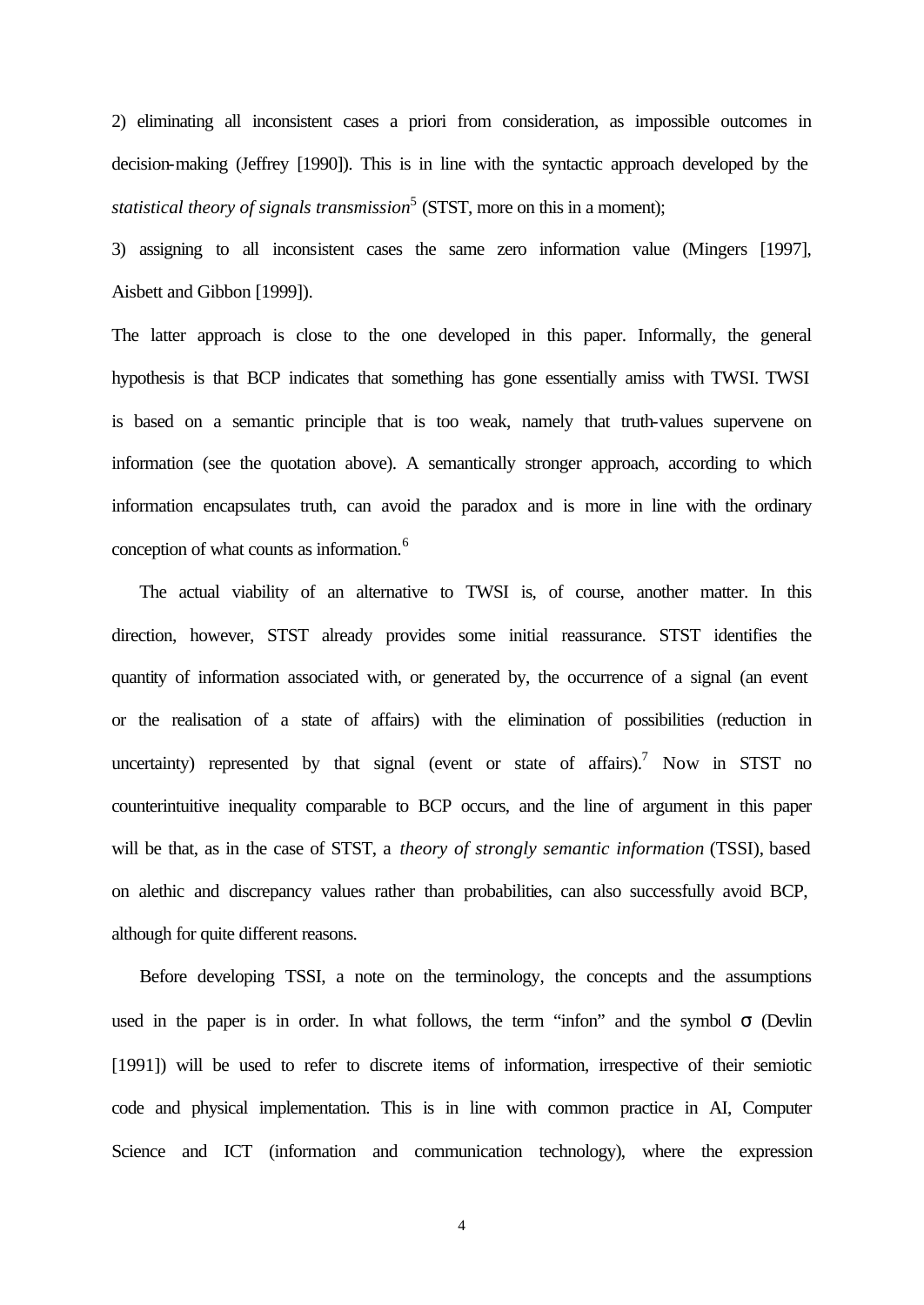2) eliminating all inconsistent cases a priori from consideration, as impossible outcomes in decision-making (Jeffrey [1990]). This is in line with the syntactic approach developed by the *statistical theory of signals transmission*[5] (STST, more on this in a moment);

3) assigning to all inconsistent cases the same zero information value (Mingers [1997], Aisbett and Gibbon [1999]).

The latter approach is close to the one developed in this paper. Informally, the general hypothesis is that BCP indicates that something has gone essentially amiss with TWSI. TWSI is based on a semantic principle that is too weak, namely that truth-values supervene on information (see the quotation above). A semantically stronger approach, according to which information encapsulates truth, can avoid the paradox and is more in line with the ordinary conception of what counts as information.[6]

The actual viability of an alternative to TWSI is, of course, another matter. In this direction, however, STST already provides some initial reassurance. STST identifies the quantity of information associated with, or generated by, the occurrence of a signal (an event or the realisation of a state of affairs) with the elimination of possibilities (reduction in uncertainty) represented by that signal (event or state of affairs).[7] Now in STST no counterintuitive inequality comparable to BCP occurs, and the line of argument in this paper will be that, as in the case of STST, a *theory of strongly semantic information* (TSSI), based on alethic and discrepancy values rather than probabilities, can also successfully avoid BCP, although for quite different reasons.

Before developing TSSI, a note on the terminology, the concepts and the assumptions used in the paper is in order. In what follows, the term "infon" and the symbol $\sigma$ (Devlin [1991]) will be used to refer to discrete items of information, irrespective of their semiotic code and physical implementation. This is in line with common practice in AI, Computer Science and ICT (information and communication technology), where the expression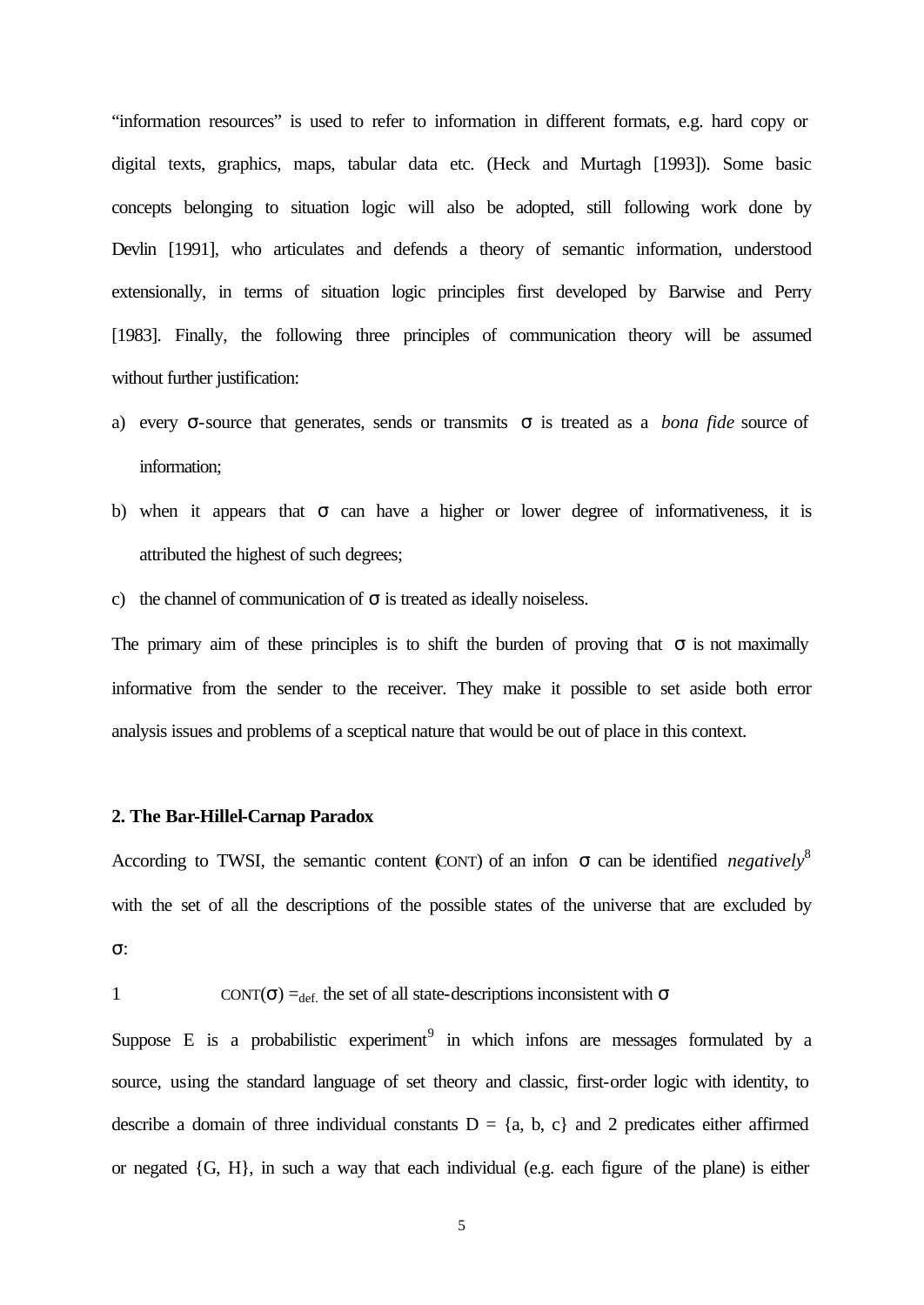"information resources" is used to refer to information in different formats, e.g. hard copy or digital texts, graphics, maps, tabular data etc. (Heck and Murtagh [1993]). Some basic concepts belonging to situation logic will also be adopted, still following work done by Devlin [1991], who articulates and defends a theory of semantic information, understood extensionally, in terms of situation logic principles first developed by Barwise and Perry [1983]. Finally, the following three principles of communication theory will be assumed without further justification:

a) every $\sigma$-source that generates, sends or transmits $\sigma$ is treated as a *bona fide* source of information;
b) when it appears that $\sigma$ can have a higher or lower degree of informativeness, it is attributed the highest of such degrees;
c) the channel of communication of $\sigma$ is treated as ideally noiseless.

The primary aim of these principles is to shift the burden of proving that $\sigma$ is not maximally informative from the sender to the receiver. They make it possible to set aside both error analysis issues and problems of a sceptical nature that would be out of place in this context.

## 2. The Bar-Hillel-Carnap Paradox

According to TWSI, the semantic content (CONT) of an infon $\sigma$ can be identified *negatively*[8] with the set of all the descriptions of the possible states of the universe that are excluded by $\sigma$:

1 $\quad$ CONT($\sigma$) $=_{def.}$ the set of all state-descriptions inconsistent with $\sigma$

Suppose E is a probabilistic experiment[9] in which infons are messages formulated by a source, using the standard language of set theory and classic, first-order logic with identity, to describe a domain of three individual constants D = {a, b, c} and 2 predicates either affirmed or negated {G, H}, in such a way that each individual (e.g. each figure of the plane) is either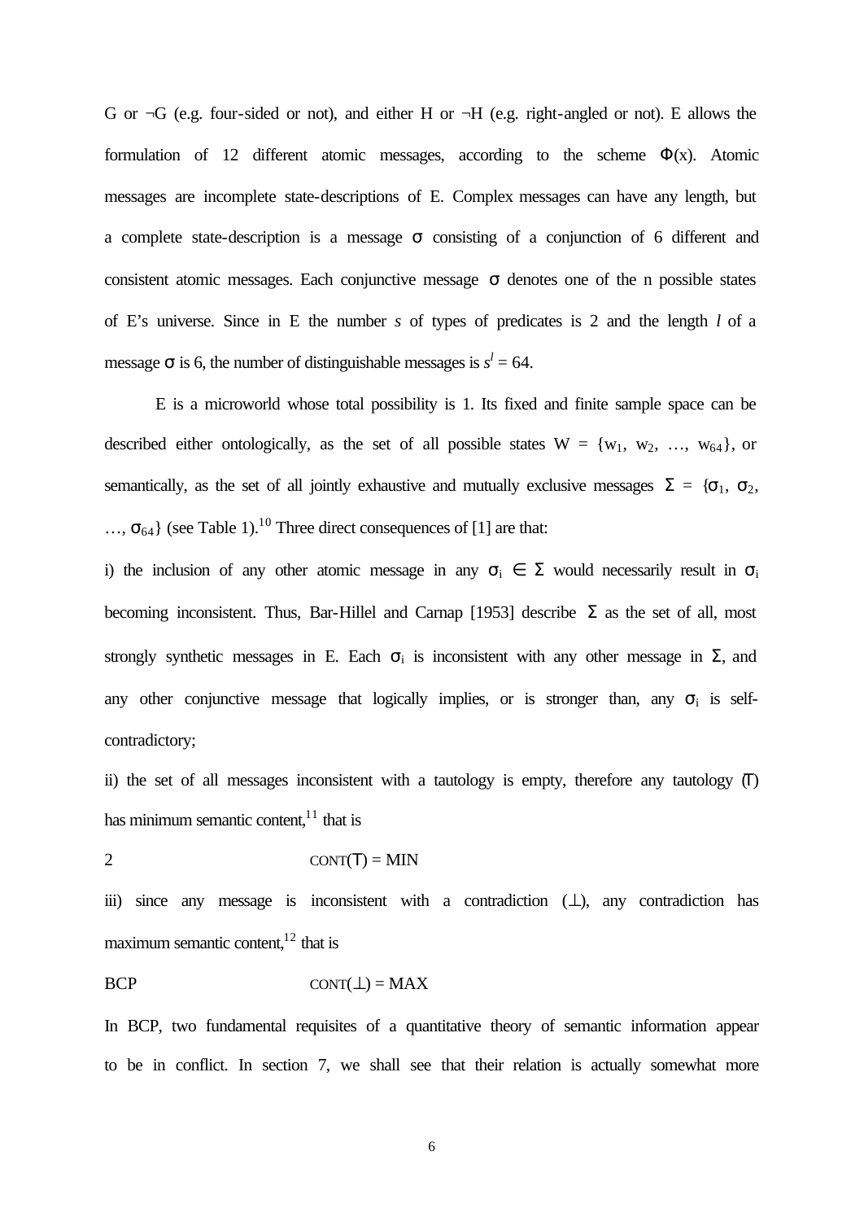G or ¬G (e.g. four-sided or not), and either H or ¬H (e.g. right-angled or not). E allows the formulation of 12 different atomic messages, according to the scheme Φ(x). Atomic messages are incomplete state-descriptions of E. Complex messages can have any length, but a complete state-description is a message σ consisting of a conjunction of 6 different and consistent atomic messages. Each conjunctive message σ denotes one of the n possible states of E's universe. Since in E the number *s* of types of predicates is 2 and the length *l* of a message σ is 6, the number of distinguishable messages is $s^l = 64$.

E is a microworld whose total possibility is 1. Its fixed and finite sample space can be described either ontologically, as the set of all possible states W = {$w_1$, $w_2$, …, $w_{64}$}, or semantically, as the set of all jointly exhaustive and mutually exclusive messages Σ = {$\sigma_1$, $\sigma_2$, …, $\sigma_{64}$} (see Table 1).[10] Three direct consequences of [1] are that:

i) the inclusion of any other atomic message in any $\sigma_i \in \Sigma$ would necessarily result in $\sigma_i$ becoming inconsistent. Thus, Bar-Hillel and Carnap [1953] describe Σ as the set of all, most strongly synthetic messages in E. Each $\sigma_i$ is inconsistent with any other message in Σ, and any other conjunctive message that logically implies, or is stronger than, any $\sigma_i$ is self-contradictory;

ii) the set of all messages inconsistent with a tautology is empty, therefore any tautology (T) has minimum semantic content,[11] that is

2 $\qquad\qquad$ CONT(T) = MIN

iii) since any message is inconsistent with a contradiction (⊥), any contradiction has maximum semantic content,[12] that is

BCP $\qquad\qquad$ CONT(⊥) = MAX

In BCP, two fundamental requisites of a quantitative theory of semantic information appear to be in conflict. In section 7, we shall see that their relation is actually somewhat more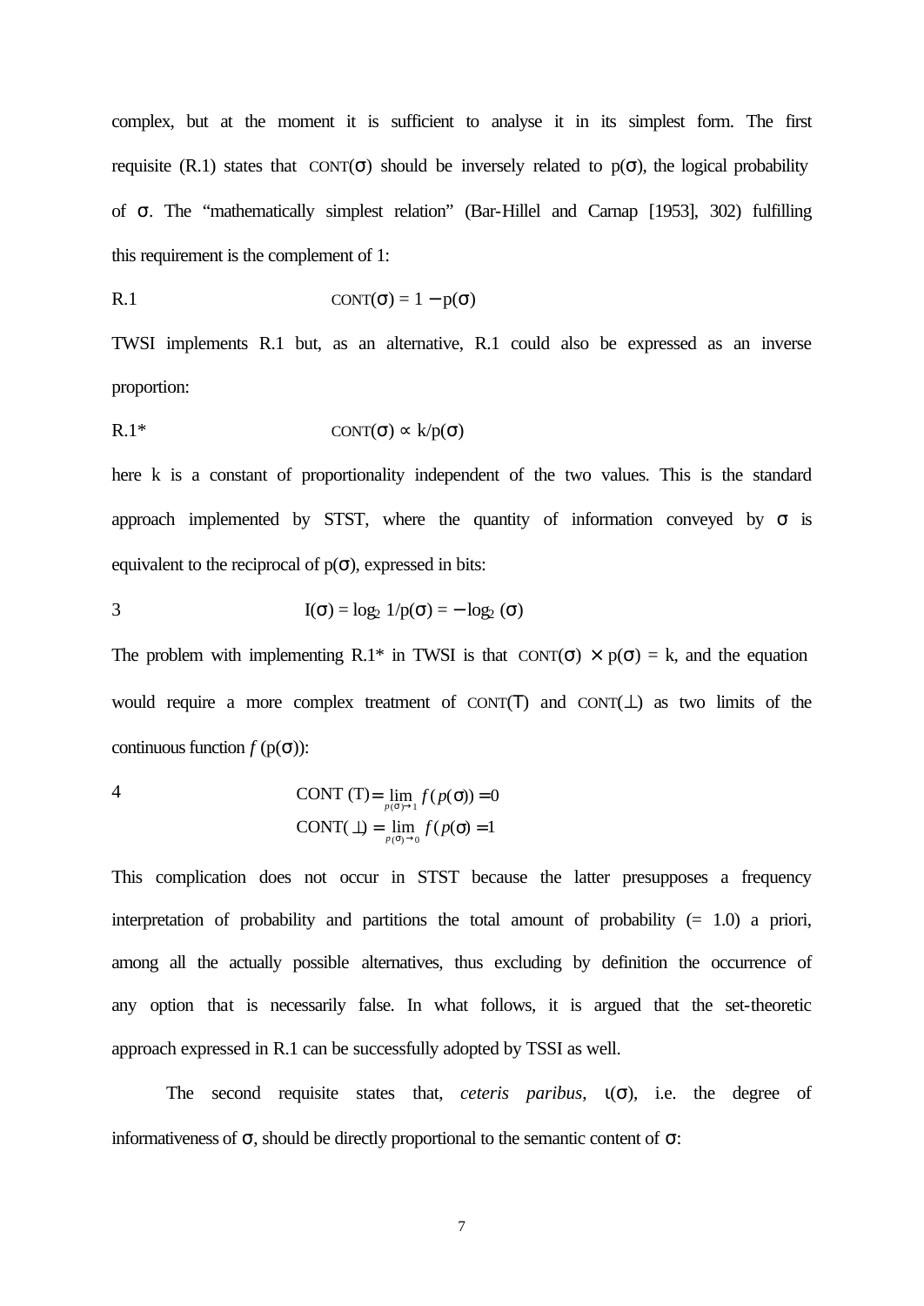complex, but at the moment it is sufficient to analyse it in its simplest form. The first requisite (R.1) states that CONT(σ) should be inversely related to p(σ), the logical probability of σ. The "mathematically simplest relation" (Bar-Hillel and Carnap [1953], 302) fulfilling this requirement is the complement of 1:

R.1 $$\text{CONT}(\sigma) = 1 - p(\sigma)$$

TWSI implements R.1 but, as an alternative, R.1 could also be expressed as an inverse proportion:

R.1* $$\text{CONT}(\sigma) \propto k/p(\sigma)$$

here k is a constant of proportionality independent of the two values. This is the standard approach implemented by STST, where the quantity of information conveyed by σ is equivalent to the reciprocal of p(σ), expressed in bits:

3 $$I(\sigma) = \log_2 1/p(\sigma) = -\log_2 (\sigma)$$

The problem with implementing R.1* in TWSI is that $\text{CONT}(\sigma) \times p(\sigma) = k$, and the equation would require a more complex treatment of CONT(T) and CONT(⊥) as two limits of the continuous function $f(p(\sigma))$:

4 $$\text{CONT}(\text{T}) = \lim_{p(\sigma)\to 1} f(p(\sigma)) = 0$$
$$\text{CONT}(\bot) = \lim_{p(\sigma)\to 0} f(p(\sigma)) = 1$$

This complication does not occur in STST because the latter presupposes a frequency interpretation of probability and partitions the total amount of probability (= 1.0) a priori, among all the actually possible alternatives, thus excluding by definition the occurrence of any option that is necessarily false. In what follows, it is argued that the set-theoretic approach expressed in R.1 can be successfully adopted by TSSI as well.

The second requisite states that, *ceteris paribus*, ι(σ), i.e. the degree of informativeness of σ, should be directly proportional to the semantic content of σ: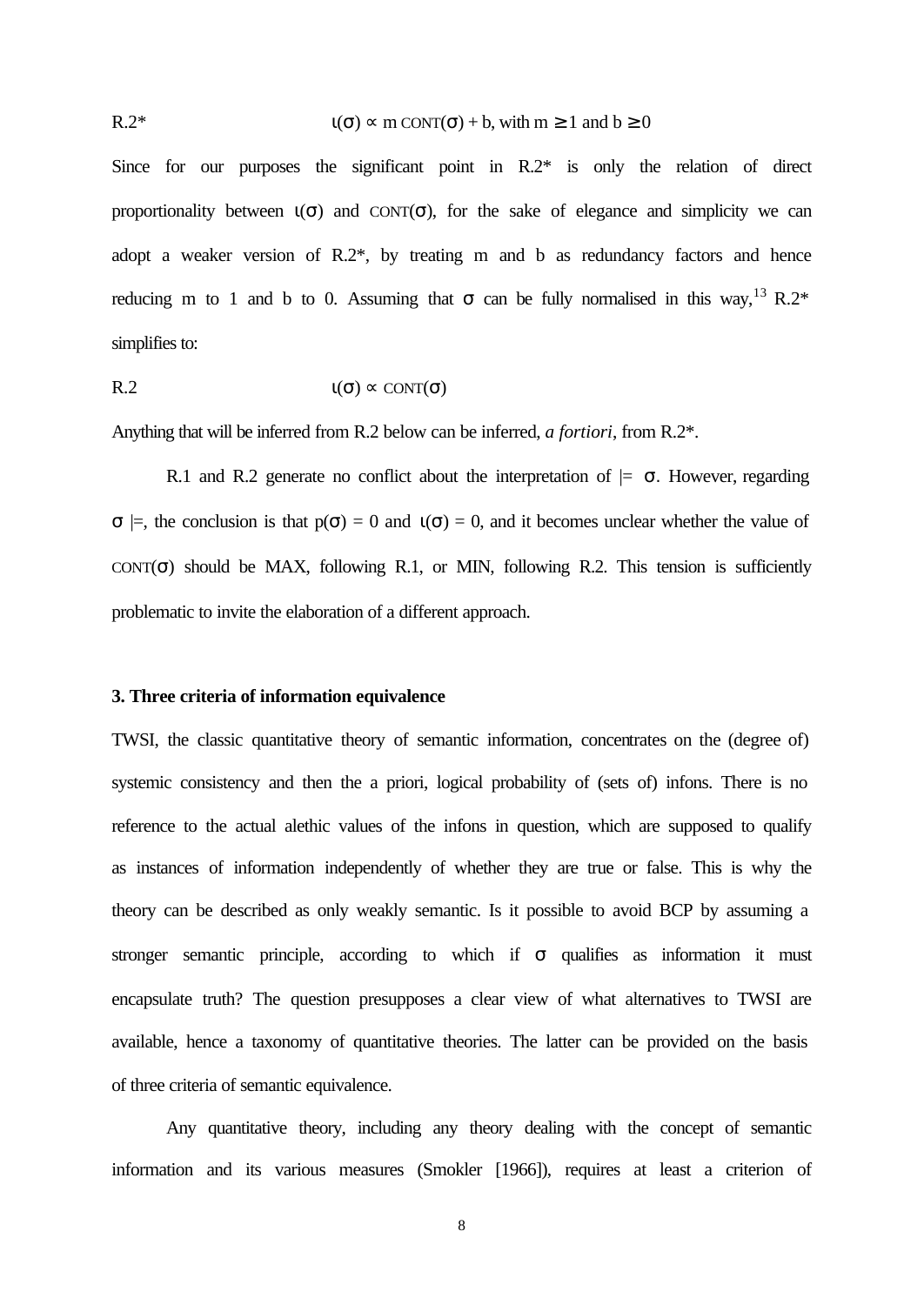R.2* $\iota(\sigma) \propto m\,\text{CONT}(\sigma) + b$, with $m \geq 1$ and $b \geq 0$

Since for our purposes the significant point in R.2* is only the relation of direct proportionality between $\iota(\sigma)$ and $\text{CONT}(\sigma)$, for the sake of elegance and simplicity we can adopt a weaker version of R.2*, by treating m and b as redundancy factors and hence reducing m to 1 and b to 0. Assuming that $\sigma$ can be fully normalised in this way,[13] R.2* simplifies to:

R.2 $\iota(\sigma) \propto \text{CONT}(\sigma)$

Anything that will be inferred from R.2 below can be inferred, *a fortiori*, from R.2*.

R.1 and R.2 generate no conflict about the interpretation of $\models \sigma$. However, regarding $\sigma \models$, the conclusion is that $p(\sigma) = 0$ and $\iota(\sigma) = 0$, and it becomes unclear whether the value of $\text{CONT}(\sigma)$ should be MAX, following R.1, or MIN, following R.2. This tension is sufficiently problematic to invite the elaboration of a different approach.

### 3. Three criteria of information equivalence

TWSI, the classic quantitative theory of semantic information, concentrates on the (degree of) systemic consistency and then the a priori, logical probability of (sets of) infons. There is no reference to the actual alethic values of the infons in question, which are supposed to qualify as instances of information independently of whether they are true or false. This is why the theory can be described as only weakly semantic. Is it possible to avoid BCP by assuming a stronger semantic principle, according to which if $\sigma$ qualifies as information it must encapsulate truth? The question presupposes a clear view of what alternatives to TWSI are available, hence a taxonomy of quantitative theories. The latter can be provided on the basis of three criteria of semantic equivalence.

Any quantitative theory, including any theory dealing with the concept of semantic information and its various measures (Smokler [1966]), requires at least a criterion of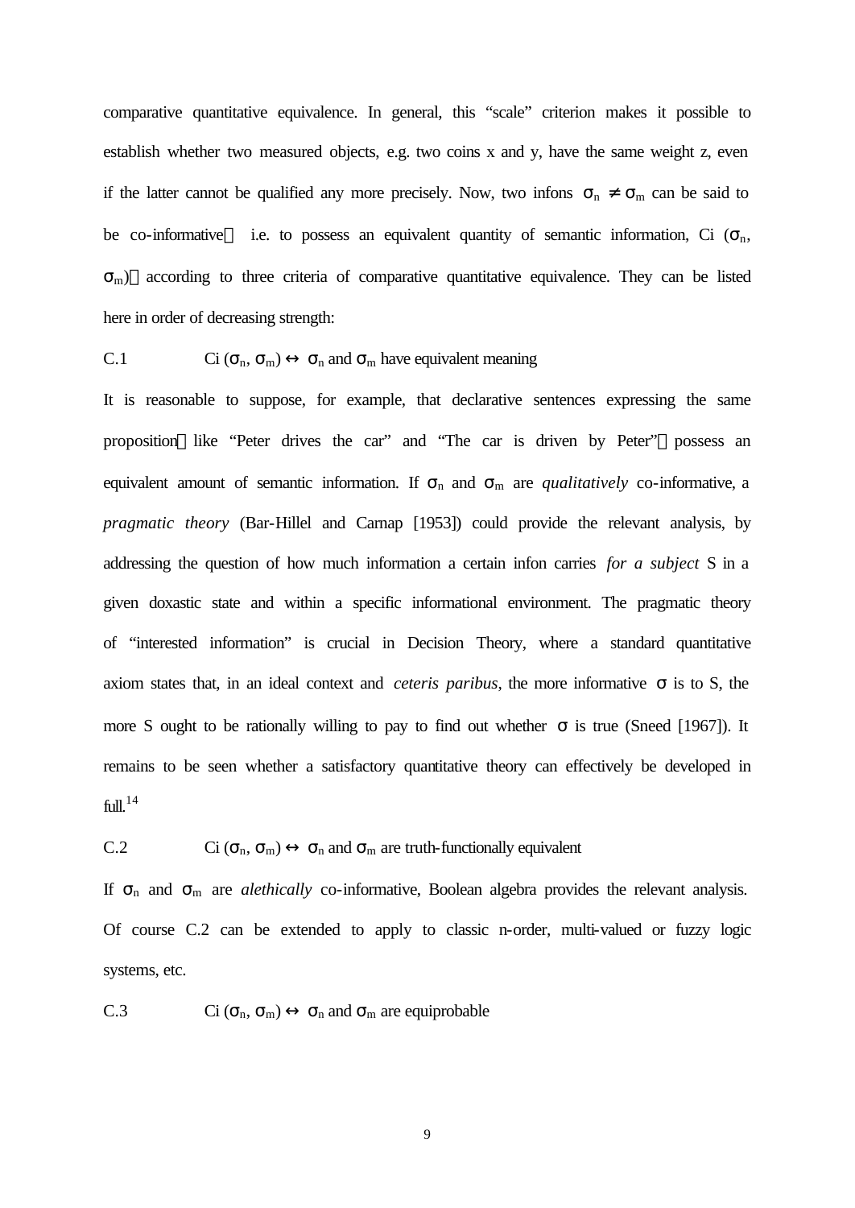comparative quantitative equivalence. In general, this "scale" criterion makes it possible to establish whether two measured objects, e.g. two coins x and y, have the same weight z, even if the latter cannot be qualified any more precisely. Now, two infons $\sigma_n \neq \sigma_m$ can be said to be co-informative — i.e. to possess an equivalent quantity of semantic information, Ci ($\sigma_n$, $\sigma_m$) — according to three criteria of comparative quantitative equivalence. They can be listed here in order of decreasing strength:

C.1 Ci ($\sigma_n$, $\sigma_m$) $\leftrightarrow$ $\sigma_n$ and $\sigma_m$ have equivalent meaning

It is reasonable to suppose, for example, that declarative sentences expressing the same proposition — like "Peter drives the car" and "The car is driven by Peter" — possess an equivalent amount of semantic information. If $\sigma_n$ and $\sigma_m$ are *qualitatively* co-informative, a *pragmatic theory* (Bar-Hillel and Carnap [1953]) could provide the relevant analysis, by addressing the question of how much information a certain infon carries *for a subject* S in a given doxastic state and within a specific informational environment. The pragmatic theory of "interested information" is crucial in Decision Theory, where a standard quantitative axiom states that, in an ideal context and *ceteris paribus*, the more informative $\sigma$ is to S, the more S ought to be rationally willing to pay to find out whether $\sigma$ is true (Sneed [1967]). It remains to be seen whether a satisfactory quantitative theory can effectively be developed in full.[14]

C.2 Ci ($\sigma_n$, $\sigma_m$) $\leftrightarrow$ $\sigma_n$ and $\sigma_m$ are truth-functionally equivalent

If $\sigma_n$ and $\sigma_m$ are *alethically* co-informative, Boolean algebra provides the relevant analysis. Of course C.2 can be extended to apply to classic n-order, multi-valued or fuzzy logic systems, etc.

C.3 Ci ($\sigma_n$, $\sigma_m$) $\leftrightarrow$ $\sigma_n$ and $\sigma_m$ are equiprobable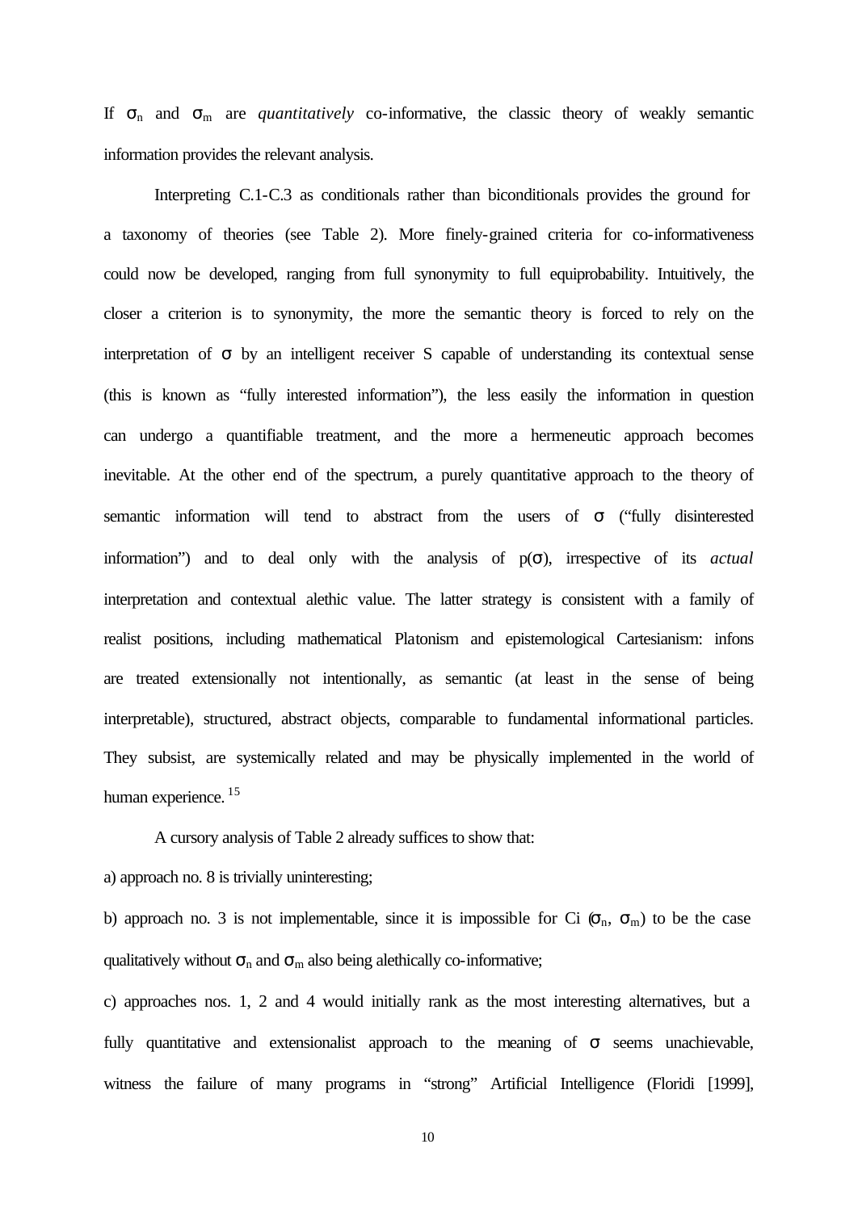If $\sigma_n$ and $\sigma_m$ are *quantitatively* co-informative, the classic theory of weakly semantic information provides the relevant analysis.

Interpreting C.1-C.3 as conditionals rather than biconditionals provides the ground for a taxonomy of theories (see Table 2). More finely-grained criteria for co-informativeness could now be developed, ranging from full synonymity to full equiprobability. Intuitively, the closer a criterion is to synonymity, the more the semantic theory is forced to rely on the interpretation of $\sigma$ by an intelligent receiver S capable of understanding its contextual sense (this is known as "fully interested information"), the less easily the information in question can undergo a quantifiable treatment, and the more a hermeneutic approach becomes inevitable. At the other end of the spectrum, a purely quantitative approach to the theory of semantic information will tend to abstract from the users of $\sigma$ ("fully disinterested information") and to deal only with the analysis of $p(\sigma)$, irrespective of its *actual* interpretation and contextual alethic value. The latter strategy is consistent with a family of realist positions, including mathematical Platonism and epistemological Cartesianism: infons are treated extensionally not intentionally, as semantic (at least in the sense of being interpretable), structured, abstract objects, comparable to fundamental informational particles. They subsist, are systemically related and may be physically implemented in the world of human experience. [15]

A cursory analysis of Table 2 already suffices to show that:

a) approach no. 8 is trivially uninteresting;

b) approach no. 3 is not implementable, since it is impossible for Ci $(\sigma_n, \sigma_m)$ to be the case qualitatively without $\sigma_n$ and $\sigma_m$ also being alethically co-informative;

c) approaches nos. 1, 2 and 4 would initially rank as the most interesting alternatives, but a fully quantitative and extensionalist approach to the meaning of $\sigma$ seems unachievable, witness the failure of many programs in "strong" Artificial Intelligence (Floridi [1999],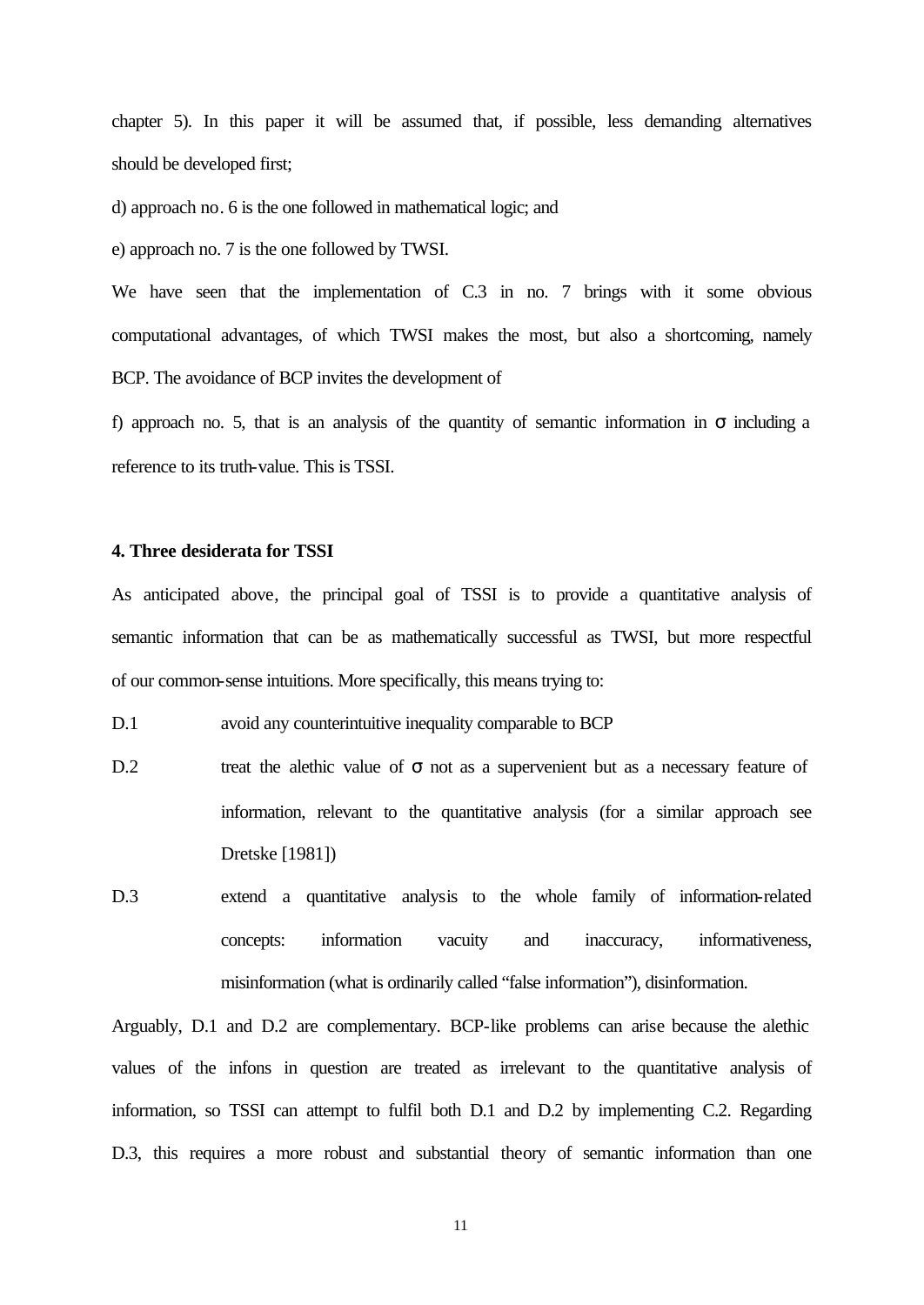chapter 5). In this paper it will be assumed that, if possible, less demanding alternatives should be developed first;

d) approach no. 6 is the one followed in mathematical logic; and

e) approach no. 7 is the one followed by TWSI.

We have seen that the implementation of C.3 in no. 7 brings with it some obvious computational advantages, of which TWSI makes the most, but also a shortcoming, namely BCP. The avoidance of BCP invites the development of

f) approach no. 5, that is an analysis of the quantity of semantic information in $\sigma$ including a reference to its truth-value. This is TSSI.

## 4. Three desiderata for TSSI

As anticipated above, the principal goal of TSSI is to provide a quantitative analysis of semantic information that can be as mathematically successful as TWSI, but more respectful of our common-sense intuitions. More specifically, this means trying to:

D.1 avoid any counterintuitive inequality comparable to BCP

D.2 treat the alethic value of $\sigma$ not as a supervenient but as a necessary feature of information, relevant to the quantitative analysis (for a similar approach see Dretske [1981])

D.3 extend a quantitative analysis to the whole family of information-related concepts: information vacuity and inaccuracy, informativeness, misinformation (what is ordinarily called "false information"), disinformation.

Arguably, D.1 and D.2 are complementary. BCP-like problems can arise because the alethic values of the infons in question are treated as irrelevant to the quantitative analysis of information, so TSSI can attempt to fulfil both D.1 and D.2 by implementing C.2. Regarding D.3, this requires a more robust and substantial theory of semantic information than one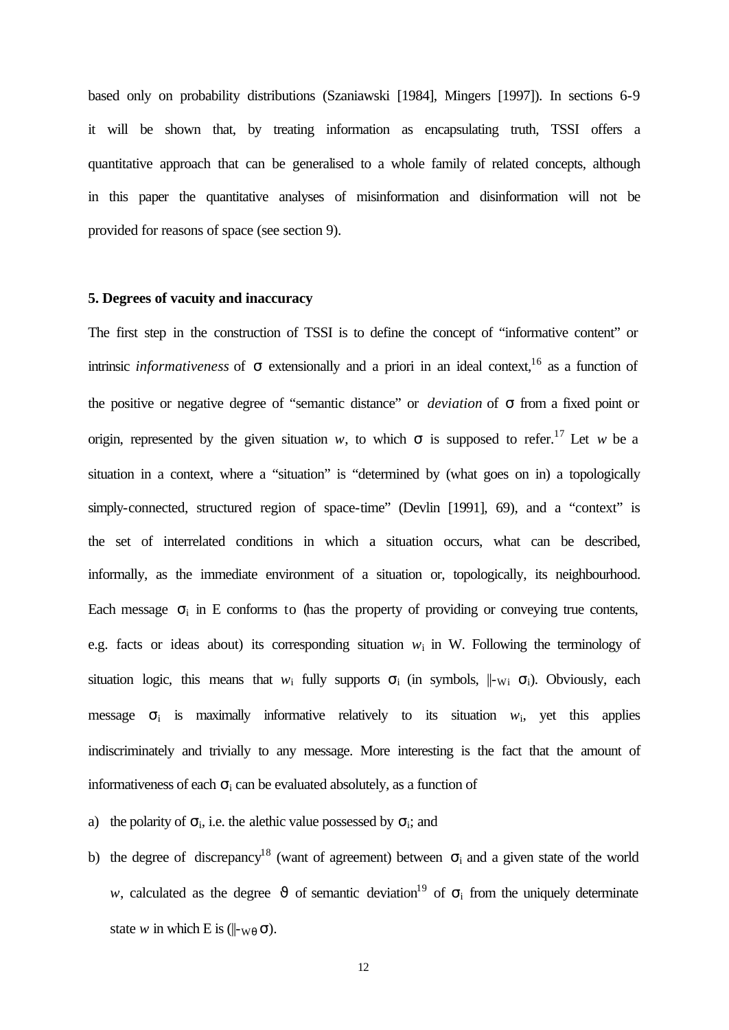based only on probability distributions (Szaniawski [1984], Mingers [1997]). In sections 6-9 it will be shown that, by treating information as encapsulating truth, TSSI offers a quantitative approach that can be generalised to a whole family of related concepts, although in this paper the quantitative analyses of misinformation and disinformation will not be provided for reasons of space (see section 9).

## 5. Degrees of vacuity and inaccuracy

The first step in the construction of TSSI is to define the concept of "informative content" or intrinsic *informativeness* of $\sigma$ extensionally and a priori in an ideal context,[16] as a function of the positive or negative degree of "semantic distance" or *deviation* of $\sigma$ from a fixed point or origin, represented by the given situation $w$, to which $\sigma$ is supposed to refer.[17] Let $w$ be a situation in a context, where a "situation" is "determined by (what goes on in) a topologically simply-connected, structured region of space-time" (Devlin [1991], 69), and a "context" is the set of interrelated conditions in which a situation occurs, what can be described, informally, as the immediate environment of a situation or, topologically, its neighbourhood. Each message $\sigma_i$ in E conforms to (has the property of providing or conveying true contents, e.g. facts or ideas about) its corresponding situation $w_i$ in W. Following the terminology of situation logic, this means that $w_i$ fully supports $\sigma_i$ (in symbols, $\Vdash_{w_i} \sigma_i$). Obviously, each message $\sigma_i$ is maximally informative relatively to its situation $w_i$, yet this applies indiscriminately and trivially to any message. More interesting is the fact that the amount of informativeness of each $\sigma_i$ can be evaluated absolutely, as a function of

a) the polarity of $\sigma_i$, i.e. the alethic value possessed by $\sigma_i$; and
b) the degree of discrepancy[18] (want of agreement) between $\sigma_i$ and a given state of the world $w$, calculated as the degree $\vartheta$ of semantic deviation[19] of $\sigma_i$ from the uniquely determinate state $w$ in which E is ($\Vdash_{w\theta} \sigma$).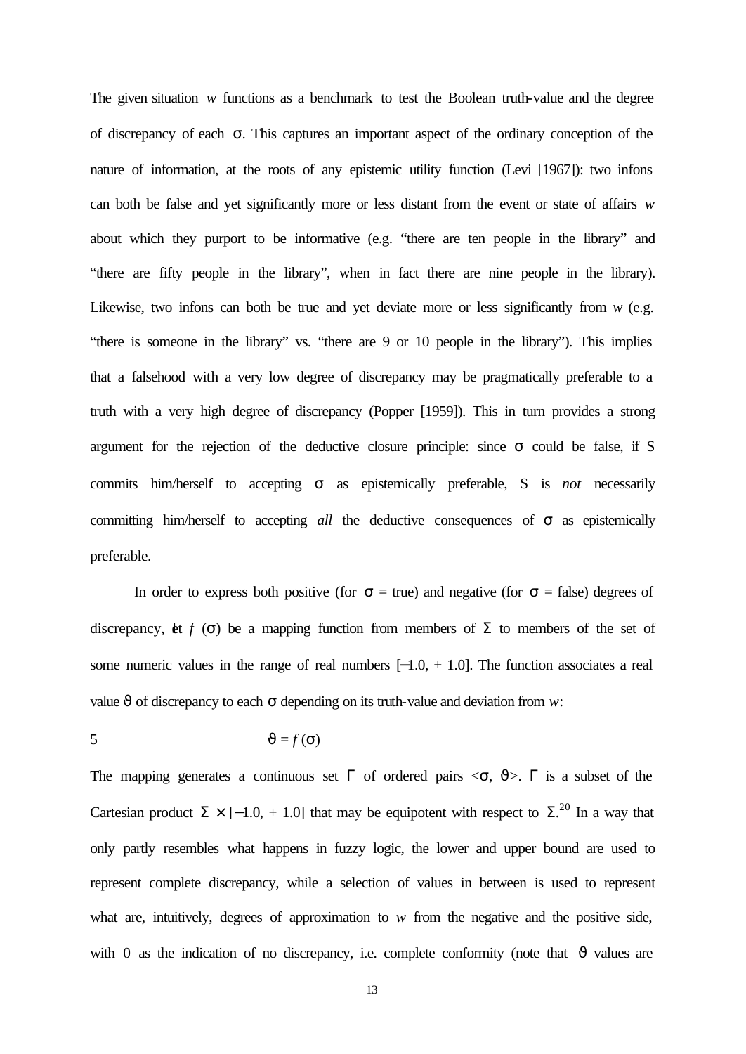The given situation $w$ functions as a benchmark to test the Boolean truth-value and the degree of discrepancy of each $\sigma$. This captures an important aspect of the ordinary conception of the nature of information, at the roots of any epistemic utility function (Levi [1967]): two infons can both be false and yet significantly more or less distant from the event or state of affairs $w$ about which they purport to be informative (e.g. "there are ten people in the library" and "there are fifty people in the library", when in fact there are nine people in the library). Likewise, two infons can both be true and yet deviate more or less significantly from $w$ (e.g. "there is someone in the library" vs. "there are 9 or 10 people in the library"). This implies that a falsehood with a very low degree of discrepancy may be pragmatically preferable to a truth with a very high degree of discrepancy (Popper [1959]). This in turn provides a strong argument for the rejection of the deductive closure principle: since $\sigma$ could be false, if S commits him/herself to accepting $\sigma$ as epistemically preferable, S is *not* necessarily committing him/herself to accepting *all* the deductive consequences of $\sigma$ as epistemically preferable.

In order to express both positive (for $\sigma$ = true) and negative (for $\sigma$ = false) degrees of discrepancy, let $f(\sigma)$ be a mapping function from members of $\Sigma$ to members of the set of some numeric values in the range of real numbers $[-1.0, +1.0]$. The function associates a real value $\vartheta$ of discrepancy to each $\sigma$ depending on its truth-value and deviation from $w$:

$$\vartheta = f(\sigma) \tag{5}$$

The mapping generates a continuous set $\Gamma$ of ordered pairs $\langle\sigma, \vartheta\rangle$. $\Gamma$ is a subset of the Cartesian product $\Sigma \times [-1.0, +1.0]$ that may be equipotent with respect to $\Sigma$.[20] In a way that only partly resembles what happens in fuzzy logic, the lower and upper bound are used to represent complete discrepancy, while a selection of values in between is used to represent what are, intuitively, degrees of approximation to $w$ from the negative and the positive side, with 0 as the indication of no discrepancy, i.e. complete conformity (note that $\vartheta$ values are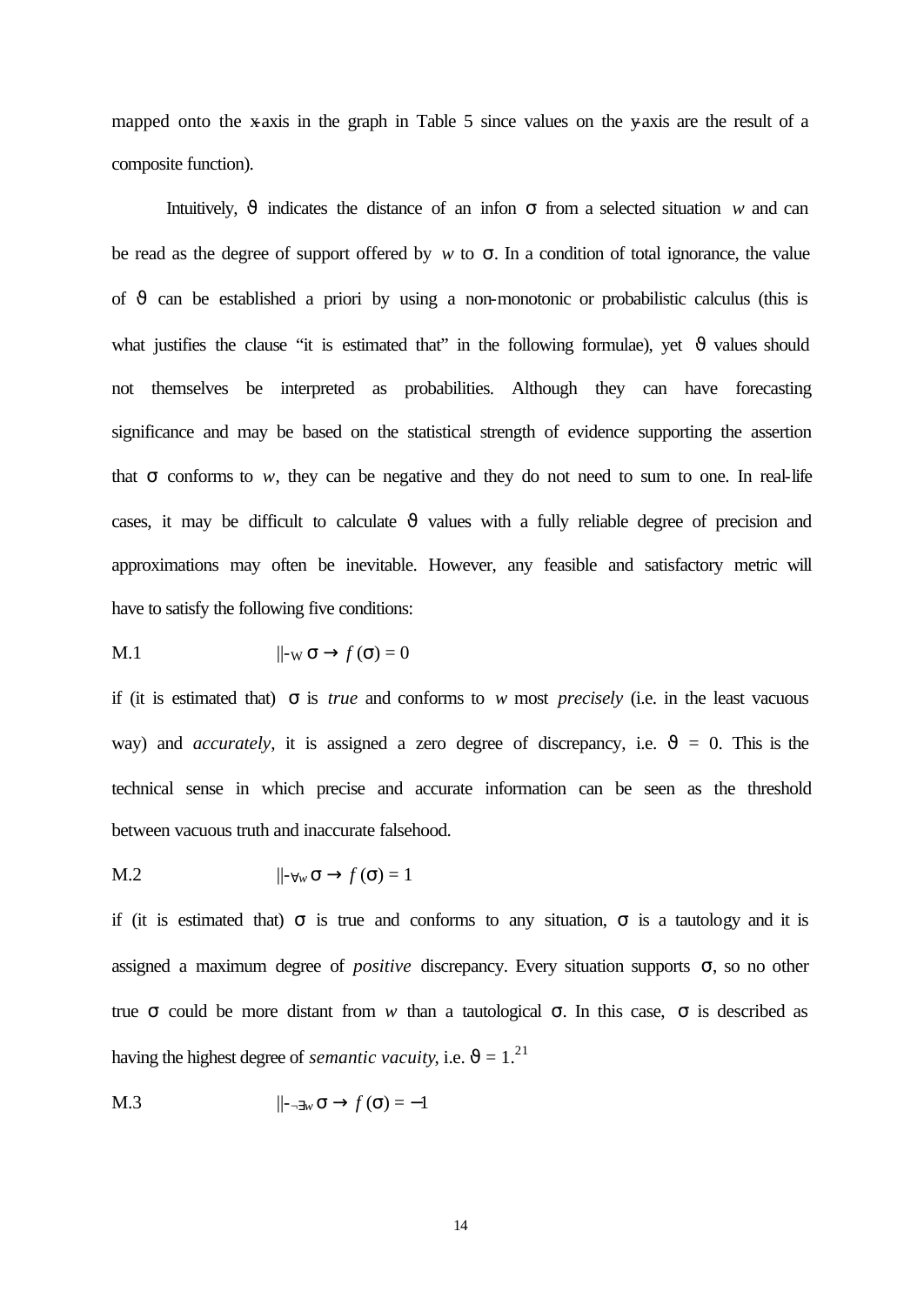mapped onto the x-axis in the graph in Table 5 since values on the y-axis are the result of a composite function).

Intuitively, $\vartheta$ indicates the distance of an infon $\sigma$ from a selected situation $w$ and can be read as the degree of support offered by $w$ to $\sigma$. In a condition of total ignorance, the value of $\vartheta$ can be established a priori by using a non-monotonic or probabilistic calculus (this is what justifies the clause "it is estimated that" in the following formulae), yet $\vartheta$ values should not themselves be interpreted as probabilities. Although they can have forecasting significance and may be based on the statistical strength of evidence supporting the assertion that $\sigma$ conforms to $w$, they can be negative and they do not need to sum to one. In real-life cases, it may be difficult to calculate $\vartheta$ values with a fully reliable degree of precision and approximations may often be inevitable. However, any feasible and satisfactory metric will have to satisfy the following five conditions:

M.1 $\quad ||\!\!-_W \sigma \rightarrow f(\sigma) = 0$

if (it is estimated that) $\sigma$ is *true* and conforms to $w$ most *precisely* (i.e. in the least vacuous way) and *accurately*, it is assigned a zero degree of discrepancy, i.e. $\vartheta = 0$. This is the technical sense in which precise and accurate information can be seen as the threshold between vacuous truth and inaccurate falsehood.

M.2 $\quad ||\!\!-_{\forall w} \sigma \rightarrow f(\sigma) = 1$

if (it is estimated that) $\sigma$ is true and conforms to any situation, $\sigma$ is a tautology and it is assigned a maximum degree of *positive* discrepancy. Every situation supports $\sigma$, so no other true $\sigma$ could be more distant from $w$ than a tautological $\sigma$. In this case, $\sigma$ is described as having the highest degree of *semantic vacuity*, i.e. $\vartheta = 1$.[21]

M.3 $\quad ||\!\!-_{\neg\exists w} \sigma \rightarrow f(\sigma) = -1$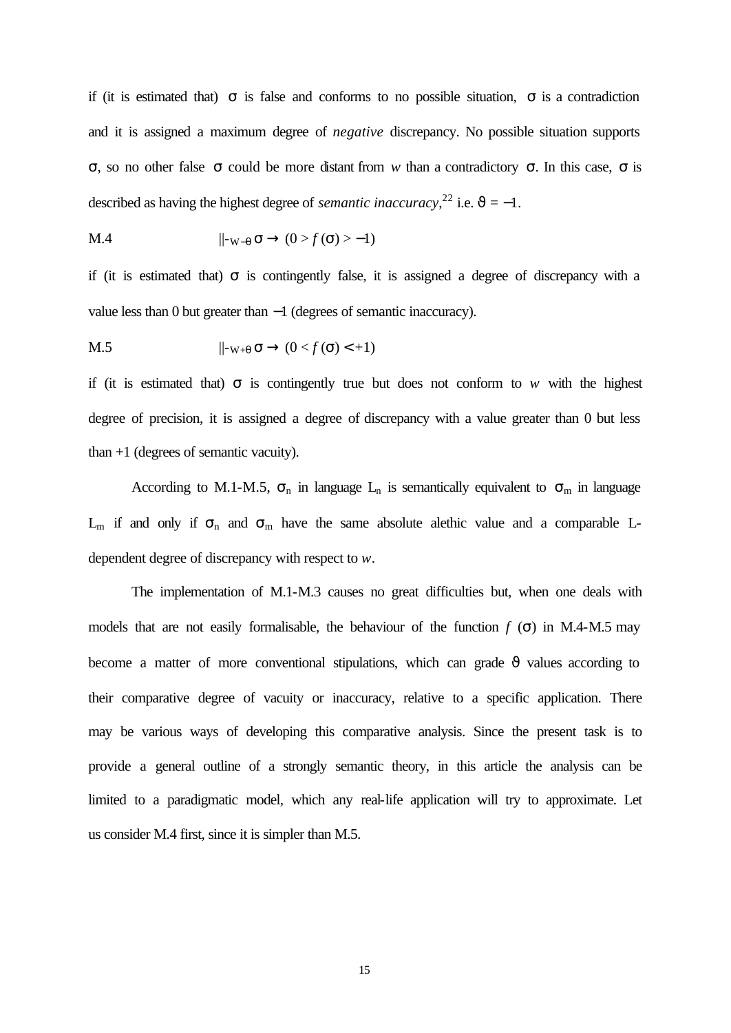if (it is estimated that) $\sigma$ is false and conforms to no possible situation, $\sigma$ is a contradiction and it is assigned a maximum degree of *negative* discrepancy. No possible situation supports $\sigma$, so no other false $\sigma$ could be more distant from $w$ than a contradictory $\sigma$. In this case, $\sigma$ is described as having the highest degree of *semantic inaccuracy*,[22] i.e. $\vartheta = -1$.

M.4 $\quad\quad \Vdash_{W-\theta} \sigma \rightarrow (0 > f(\sigma) > -1)$

if (it is estimated that) $\sigma$ is contingently false, it is assigned a degree of discrepancy with a value less than 0 but greater than $-1$ (degrees of semantic inaccuracy).

M.5 $\quad\quad \Vdash_{W+\theta} \sigma \rightarrow (0 < f(\sigma) < +1)$

if (it is estimated that) $\sigma$ is contingently true but does not conform to $w$ with the highest degree of precision, it is assigned a degree of discrepancy with a value greater than 0 but less than +1 (degrees of semantic vacuity).

According to M.1-M.5, $\sigma_n$ in language $L_n$ is semantically equivalent to $\sigma_m$ in language $L_m$ if and only if $\sigma_n$ and $\sigma_m$ have the same absolute alethic value and a comparable L-dependent degree of discrepancy with respect to $w$.

The implementation of M.1-M.3 causes no great difficulties but, when one deals with models that are not easily formalisable, the behaviour of the function $f(\sigma)$ in M.4-M.5 may become a matter of more conventional stipulations, which can grade $\vartheta$ values according to their comparative degree of vacuity or inaccuracy, relative to a specific application. There may be various ways of developing this comparative analysis. Since the present task is to provide a general outline of a strongly semantic theory, in this article the analysis can be limited to a paradigmatic model, which any real-life application will try to approximate. Let us consider M.4 first, since it is simpler than M.5.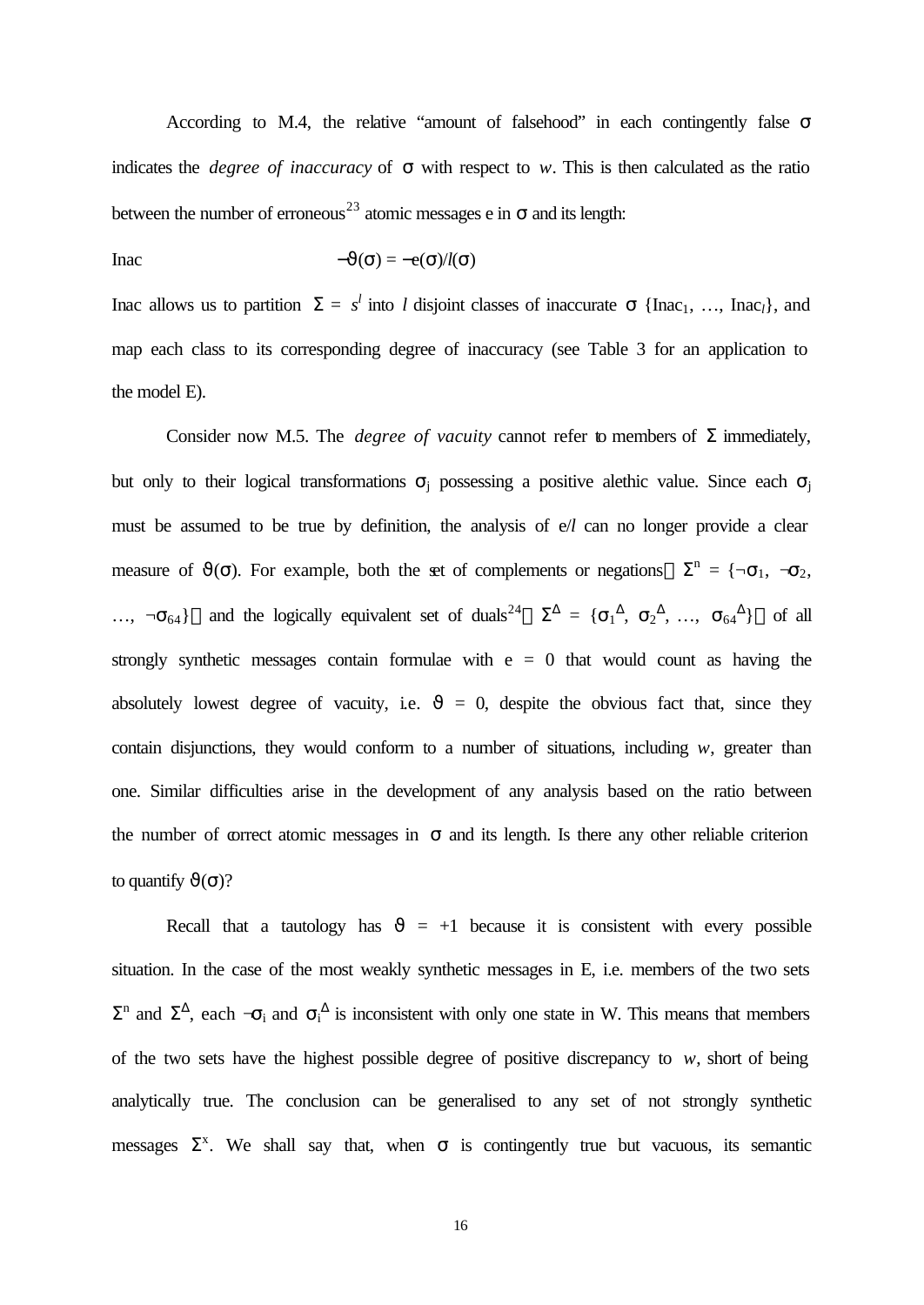According to M.4, the relative "amount of falsehood" in each contingently false $\sigma$ indicates the *degree of inaccuracy* of $\sigma$ with respect to $w$. This is then calculated as the ratio between the number of erroneous[23] atomic messages e in $\sigma$ and its length:

Inac $\quad\quad\quad\quad -\vartheta(\sigma) = -e(\sigma)/l(\sigma)$

Inac allows us to partition $\Sigma = s^l$ into $l$ disjoint classes of inaccurate $\sigma$ {$\text{Inac}_1, \ldots, \text{Inac}_l$}, and map each class to its corresponding degree of inaccuracy (see Table 3 for an application to the model E).

Consider now M.5. The *degree of vacuity* cannot refer to members of $\Sigma$ immediately, but only to their logical transformations $\sigma_j$ possessing a positive alethic value. Since each $\sigma_j$ must be assumed to be true by definition, the analysis of e/$l$ can no longer provide a clear measure of $\vartheta(\sigma)$. For example, both the set of complements or negations $\Sigma^n = \{\neg\sigma_1, \neg\sigma_2, \ldots, \neg\sigma_{64}\}$ and the logically equivalent set of duals[24] $\Sigma^\Delta = \{\sigma_1^\Delta, \sigma_2^\Delta, \ldots, \sigma_{64}^\Delta\}$ of all strongly synthetic messages contain formulae with e = 0 that would count as having the absolutely lowest degree of vacuity, i.e. $\vartheta = 0$, despite the obvious fact that, since they contain disjunctions, they would conform to a number of situations, including $w$, greater than one. Similar difficulties arise in the development of any analysis based on the ratio between the number of correct atomic messages in $\sigma$ and its length. Is there any other reliable criterion to quantify $\vartheta(\sigma)$?

Recall that a tautology has $\vartheta = +1$ because it is consistent with every possible situation. In the case of the most weakly synthetic messages in E, i.e. members of the two sets $\Sigma^n$ and $\Sigma^\Delta$, each $\neg\sigma_i$ and $\sigma_i^\Delta$ is inconsistent with only one state in W. This means that members of the two sets have the highest possible degree of positive discrepancy to $w$, short of being analytically true. The conclusion can be generalised to any set of not strongly synthetic messages $\Sigma^x$. We shall say that, when $\sigma$ is contingently true but vacuous, its semantic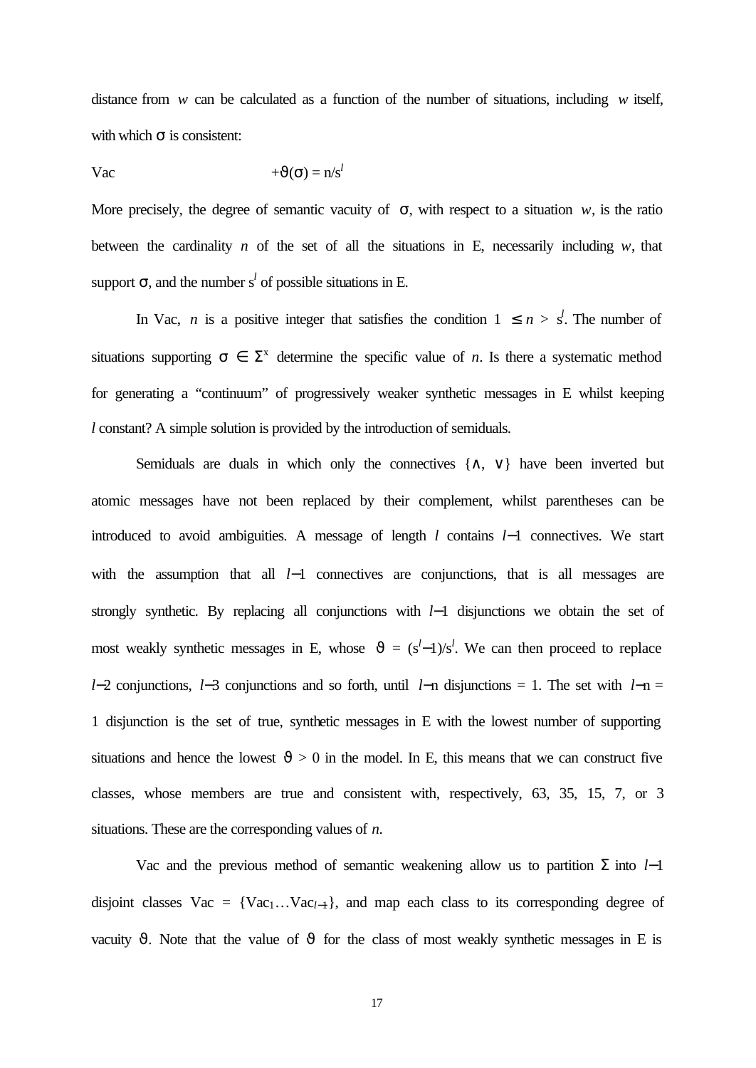distance from $w$ can be calculated as a function of the number of situations, including $w$ itself, with which σ is consistent:

Vac $\quad\quad\quad\quad\quad\quad +\vartheta(\sigma) = n/s^l$

More precisely, the degree of semantic vacuity of σ, with respect to a situation $w$, is the ratio between the cardinality $n$ of the set of all the situations in E, necessarily including $w$, that support σ, and the number $s^l$ of possible situations in E.

In Vac, $n$ is a positive integer that satisfies the condition $1 \leq n > s^l$. The number of situations supporting $\sigma \in \Sigma^x$ determine the specific value of $n$. Is there a systematic method for generating a "continuum" of progressively weaker synthetic messages in E whilst keeping $l$ constant? A simple solution is provided by the introduction of semiduals.

Semiduals are duals in which only the connectives $\{\wedge, \vee\}$ have been inverted but atomic messages have not been replaced by their complement, whilst parentheses can be introduced to avoid ambiguities. A message of length $l$ contains $l-1$ connectives. We start with the assumption that all $l-1$ connectives are conjunctions, that is all messages are strongly synthetic. By replacing all conjunctions with $l-1$ disjunctions we obtain the set of most weakly synthetic messages in E, whose $\vartheta = (s^l-1)/s^l$. We can then proceed to replace $l-2$ conjunctions, $l-3$ conjunctions and so forth, until $l-n$ disjunctions = 1. The set with $l-n$ = 1 disjunction is the set of true, synthetic messages in E with the lowest number of supporting situations and hence the lowest $\vartheta > 0$ in the model. In E, this means that we can construct five classes, whose members are true and consistent with, respectively, 63, 35, 15, 7, or 3 situations. These are the corresponding values of $n$.

Vac and the previous method of semantic weakening allow us to partition Σ into $l-1$ disjoint classes Vac = $\{Vac_1 \ldots Vac_{l-1}\}$, and map each class to its corresponding degree of vacuity $\vartheta$. Note that the value of $\vartheta$ for the class of most weakly synthetic messages in E is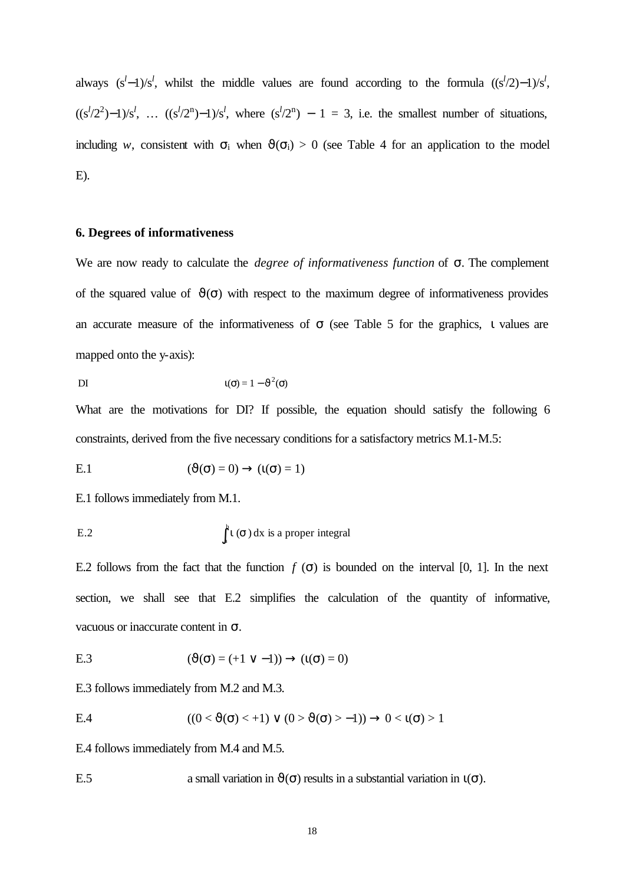always $(s^l-1)/s^l$, whilst the middle values are found according to the formula $((s^l/2)-1)/s^l$, $((s^l/2^2)-1)/s^l$, … $((s^l/2^n)-1)/s^l$, where $(s^l/2^n) - 1 = 3$, i.e. the smallest number of situations, including $w$, consistent with $\sigma_i$ when $\vartheta(\sigma_i) > 0$ (see Table 4 for an application to the model E).

### 6. Degrees of informativeness

We are now ready to calculate the *degree of informativeness function* of σ. The complement of the squared value of $\vartheta(\sigma)$ with respect to the maximum degree of informativeness provides an accurate measure of the informativeness of σ (see Table 5 for the graphics, ι values are mapped onto the y-axis):

DI $$\iota(\sigma) = 1 - \vartheta^2(\sigma)$$

What are the motivations for DI? If possible, the equation should satisfy the following 6 constraints, derived from the five necessary conditions for a satisfactory metrics M.1-M.5:

E.1 $$(\vartheta(\sigma) = 0) \rightarrow (\iota(\sigma) = 1)$$

E.1 follows immediately from M.1.

E.2 $$\int_a^b \iota(\sigma)\, dx \text{ is a proper integral}$$

E.2 follows from the fact that the function $f(\sigma)$ is bounded on the interval [0, 1]. In the next section, we shall see that E.2 simplifies the calculation of the quantity of informative, vacuous or inaccurate content in σ.

E.3 $$(\vartheta(\sigma) = (+1 \vee -1)) \rightarrow (\iota(\sigma) = 0)$$

E.3 follows immediately from M.2 and M.3.

E.4 $$((0 < \vartheta(\sigma) < +1) \vee (0 > \vartheta(\sigma) > -1)) \rightarrow 0 < \iota(\sigma) > 1$$

E.4 follows immediately from M.4 and M.5.

E.5 a small variation in $\vartheta(\sigma)$ results in a substantial variation in $\iota(\sigma)$.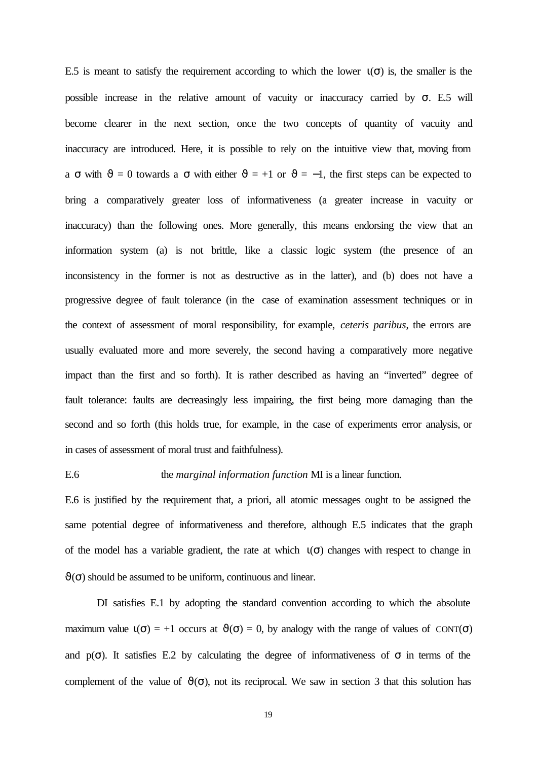E.5 is meant to satisfy the requirement according to which the lower $\iota(\sigma)$ is, the smaller is the possible increase in the relative amount of vacuity or inaccuracy carried by $\sigma$. E.5 will become clearer in the next section, once the two concepts of quantity of vacuity and inaccuracy are introduced. Here, it is possible to rely on the intuitive view that, moving from a $\sigma$ with $\vartheta = 0$ towards a $\sigma$ with either $\vartheta = +1$ or $\vartheta = -1$, the first steps can be expected to bring a comparatively greater loss of informativeness (a greater increase in vacuity or inaccuracy) than the following ones. More generally, this means endorsing the view that an information system (a) is not brittle, like a classic logic system (the presence of an inconsistency in the former is not as destructive as in the latter), and (b) does not have a progressive degree of fault tolerance (in the case of examination assessment techniques or in the context of assessment of moral responsibility, for example, *ceteris paribus*, the errors are usually evaluated more and more severely, the second having a comparatively more negative impact than the first and so forth). It is rather described as having an "inverted" degree of fault tolerance: faults are decreasingly less impairing, the first being more damaging than the second and so forth (this holds true, for example, in the case of experiments error analysis, or in cases of assessment of moral trust and faithfulness).

E.6 the *marginal information function* MI is a linear function.

E.6 is justified by the requirement that, a priori, all atomic messages ought to be assigned the same potential degree of informativeness and therefore, although E.5 indicates that the graph of the model has a variable gradient, the rate at which $\iota(\sigma)$ changes with respect to change in $\vartheta(\sigma)$ should be assumed to be uniform, continuous and linear.

DI satisfies E.1 by adopting the standard convention according to which the absolute maximum value $\iota(\sigma) = +1$ occurs at $\vartheta(\sigma) = 0$, by analogy with the range of values of CONT($\sigma$) and $p(\sigma)$. It satisfies E.2 by calculating the degree of informativeness of $\sigma$ in terms of the complement of the value of $\vartheta(\sigma)$, not its reciprocal. We saw in section 3 that this solution has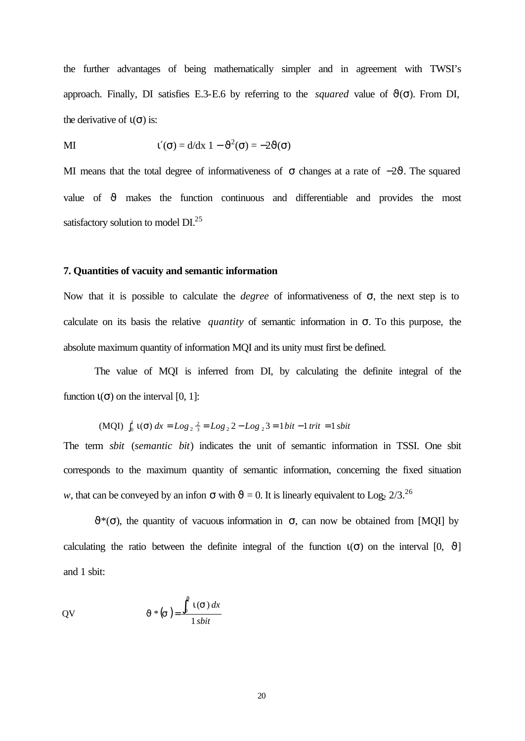the further advantages of being mathematically simpler and in agreement with TWSI's approach. Finally, DI satisfies E.3-E.6 by referring to the *squared* value of $\vartheta(\sigma)$. From DI, the derivative of $\iota(\sigma)$ is:

MI $\qquad \iota'(\sigma) = d/dx\ 1 - \vartheta^2(\sigma) = -2\vartheta(\sigma)$

MI means that the total degree of informativeness of $\sigma$ changes at a rate of $-2\vartheta$. The squared value of $\vartheta$ makes the function continuous and differentiable and provides the most satisfactory solution to model DI.[25]

### 7. Quantities of vacuity and semantic information

Now that it is possible to calculate the *degree* of informativeness of $\sigma$, the next step is to calculate on its basis the relative *quantity* of semantic information in $\sigma$. To this purpose, the absolute maximum quantity of information MQI and its unity must first be defined.

The value of MQI is inferred from DI, by calculating the definite integral of the function $\iota(\sigma)$ on the interval [0, 1]:

(MQI) $\int_0^1 \iota(\sigma)\, dx = Log_2 \tfrac{2}{3} = Log_2 2 - Log_2 3 = 1\, bit - 1\, trit = 1\, sbit$

The term *sbit* (*semantic bit*) indicates the unit of semantic information in TSSI. One sbit corresponds to the maximum quantity of semantic information, concerning the fixed situation *w*, that can be conveyed by an infon $\sigma$ with $\vartheta = 0$. It is linearly equivalent to $Log_2\ 2/3$.[26]

$\vartheta^*(\sigma)$, the quantity of vacuous information in $\sigma$, can now be obtained from [MQI] by calculating the ratio between the definite integral of the function $\iota(\sigma)$ on the interval [0, $\vartheta$] and 1 sbit:

QV $\qquad \vartheta^*(\sigma) = \dfrac{\int_0^{\vartheta} \iota(\sigma)\, dx}{1\, sbit}$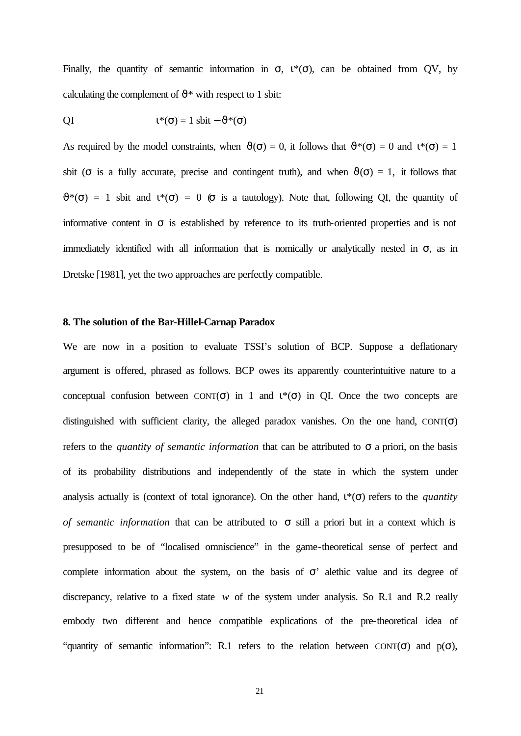Finally, the quantity of semantic information in $\sigma$, $\iota^*(\sigma)$, can be obtained from QV, by calculating the complement of $\vartheta^*$ with respect to 1 sbit:

QI $\qquad \iota^*(\sigma) = 1 \text{ sbit} - \vartheta^*(\sigma)$

As required by the model constraints, when $\vartheta(\sigma) = 0$, it follows that $\vartheta^*(\sigma) = 0$ and $\iota^*(\sigma) = 1$ sbit ($\sigma$ is a fully accurate, precise and contingent truth), and when $\vartheta(\sigma) = 1$, it follows that $\vartheta^*(\sigma) = 1$ sbit and $\iota^*(\sigma) = 0$ ($\sigma$ is a tautology). Note that, following QI, the quantity of informative content in $\sigma$ is established by reference to its truth-oriented properties and is not immediately identified with all information that is nomically or analytically nested in $\sigma$, as in Dretske [1981], yet the two approaches are perfectly compatible.

## 8. The solution of the Bar-Hillel-Carnap Paradox

We are now in a position to evaluate TSSI's solution of BCP. Suppose a deflationary argument is offered, phrased as follows. BCP owes its apparently counterintuitive nature to a conceptual confusion between CONT($\sigma$) in 1 and $\iota^*(\sigma)$ in QI. Once the two concepts are distinguished with sufficient clarity, the alleged paradox vanishes. On the one hand, CONT($\sigma$) refers to the *quantity of semantic information* that can be attributed to $\sigma$ a priori, on the basis of its probability distributions and independently of the state in which the system under analysis actually is (context of total ignorance). On the other hand, $\iota^*(\sigma)$ refers to the *quantity of semantic information* that can be attributed to $\sigma$ still a priori but in a context which is presupposed to be of "localised omniscience" in the game-theoretical sense of perfect and complete information about the system, on the basis of $\sigma$' alethic value and its degree of discrepancy, relative to a fixed state $w$ of the system under analysis. So R.1 and R.2 really embody two different and hence compatible explications of the pre-theoretical idea of "quantity of semantic information": R.1 refers to the relation between CONT($\sigma$) and p($\sigma$),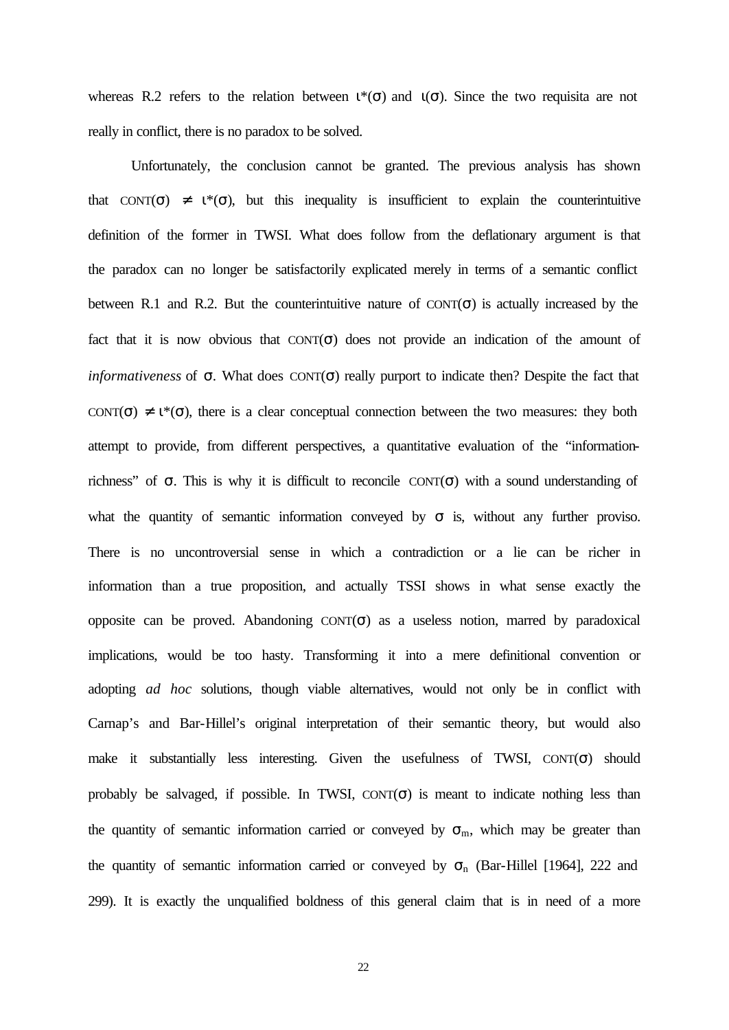whereas R.2 refers to the relation between $\iota^*(\sigma)$ and $\iota(\sigma)$. Since the two requisita are not really in conflict, there is no paradox to be solved.

Unfortunately, the conclusion cannot be granted. The previous analysis has shown that $\text{CONT}(\sigma) \neq \iota^*(\sigma)$, but this inequality is insufficient to explain the counterintuitive definition of the former in TWSI. What does follow from the deflationary argument is that the paradox can no longer be satisfactorily explicated merely in terms of a semantic conflict between R.1 and R.2. But the counterintuitive nature of $\text{CONT}(\sigma)$ is actually increased by the fact that it is now obvious that $\text{CONT}(\sigma)$ does not provide an indication of the amount of *informativeness* of $\sigma$. What does $\text{CONT}(\sigma)$ really purport to indicate then? Despite the fact that $\text{CONT}(\sigma) \neq \iota^*(\sigma)$, there is a clear conceptual connection between the two measures: they both attempt to provide, from different perspectives, a quantitative evaluation of the "information-richness" of $\sigma$. This is why it is difficult to reconcile $\text{CONT}(\sigma)$ with a sound understanding of what the quantity of semantic information conveyed by $\sigma$ is, without any further proviso. There is no uncontroversial sense in which a contradiction or a lie can be richer in information than a true proposition, and actually TSSI shows in what sense exactly the opposite can be proved. Abandoning $\text{CONT}(\sigma)$ as a useless notion, marred by paradoxical implications, would be too hasty. Transforming it into a mere definitional convention or adopting *ad hoc* solutions, though viable alternatives, would not only be in conflict with Carnap's and Bar-Hillel's original interpretation of their semantic theory, but would also make it substantially less interesting. Given the usefulness of TWSI, $\text{CONT}(\sigma)$ should probably be salvaged, if possible. In TWSI, $\text{CONT}(\sigma)$ is meant to indicate nothing less than the quantity of semantic information carried or conveyed by $\sigma_m$, which may be greater than the quantity of semantic information carried or conveyed by $\sigma_n$ (Bar-Hillel [1964], 222 and 299). It is exactly the unqualified boldness of this general claim that is in need of a more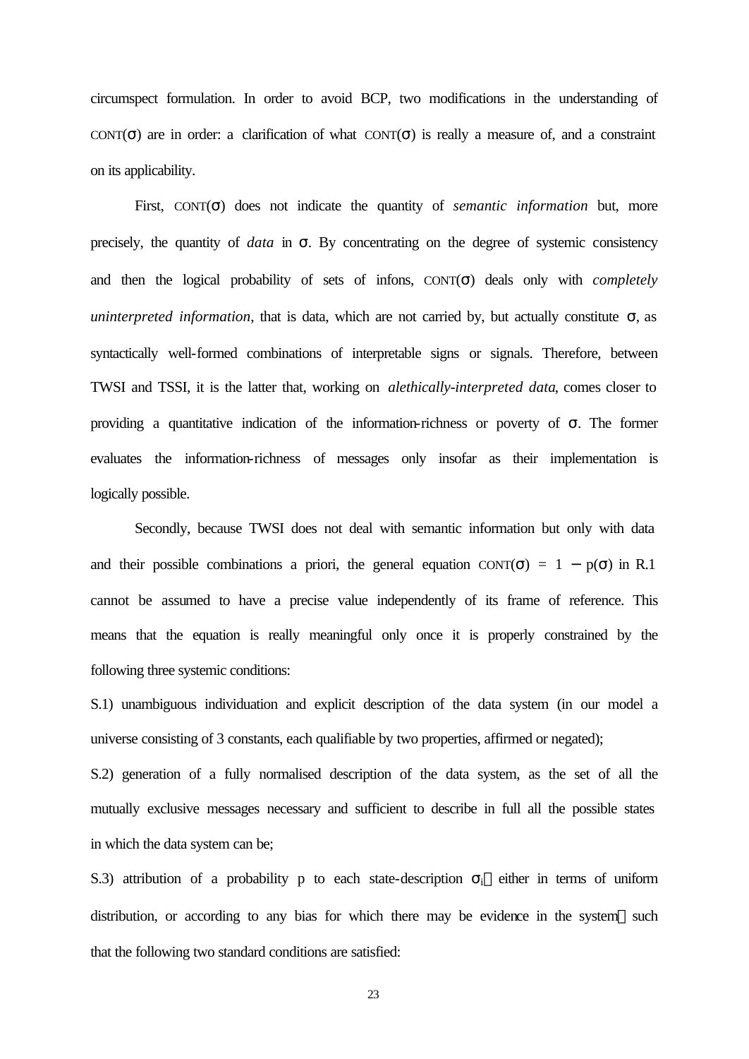circumspect formulation. In order to avoid BCP, two modifications in the understanding of CONT($\sigma$) are in order: a clarification of what CONT($\sigma$) is really a measure of, and a constraint on its applicability.

First, CONT($\sigma$) does not indicate the quantity of *semantic information* but, more precisely, the quantity of *data* in $\sigma$. By concentrating on the degree of systemic consistency and then the logical probability of sets of infons, CONT($\sigma$) deals only with *completely uninterpreted information*, that is data, which are not carried by, but actually constitute $\sigma$, as syntactically well-formed combinations of interpretable signs or signals. Therefore, between TWSI and TSSI, it is the latter that, working on *alethically-interpreted data*, comes closer to providing a quantitative indication of the information-richness or poverty of $\sigma$. The former evaluates the information-richness of messages only insofar as their implementation is logically possible.

Secondly, because TWSI does not deal with semantic information but only with data and their possible combinations a priori, the general equation CONT($\sigma$) = 1 − p($\sigma$) in R.1 cannot be assumed to have a precise value independently of its frame of reference. This means that the equation is really meaningful only once it is properly constrained by the following three systemic conditions:

S.1) unambiguous individuation and explicit description of the data system (in our model a universe consisting of 3 constants, each qualifiable by two properties, affirmed or negated);

S.2) generation of a fully normalised description of the data system, as the set of all the mutually exclusive messages necessary and sufficient to describe in full all the possible states in which the data system can be;

S.3) attribution of a probability p to each state-description $\sigma_i$ — either in terms of uniform distribution, or according to any bias for which there may be evidence in the system — such that the following two standard conditions are satisfied: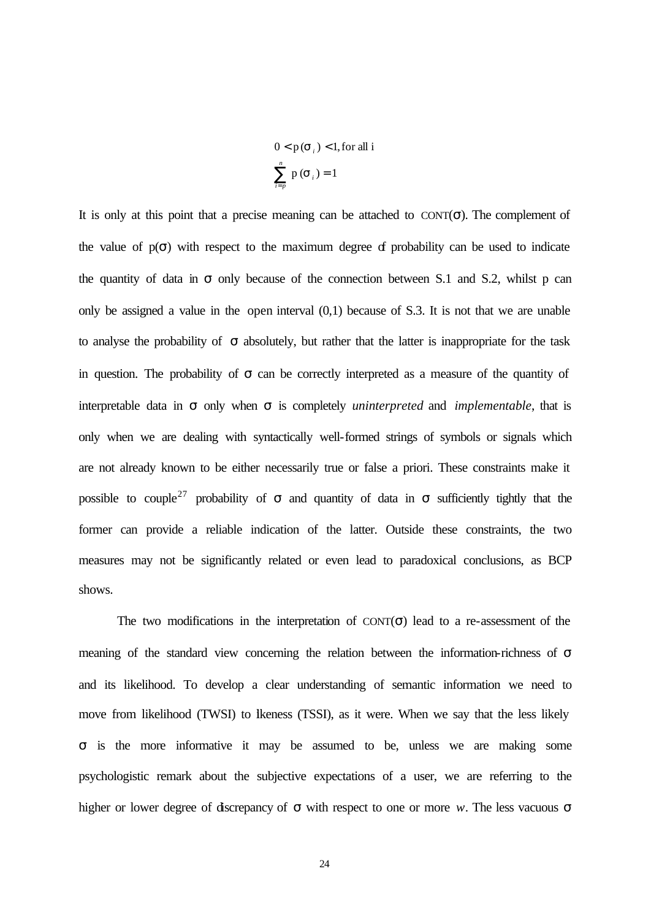$$0 < p(\sigma_i) < 1, \text{for all i}$$

$$\sum_{i=p}^{n} p(\sigma_i) = 1$$

It is only at this point that a precise meaning can be attached to CONT(σ). The complement of the value of p(σ) with respect to the maximum degree of probability can be used to indicate the quantity of data in σ only because of the connection between S.1 and S.2, whilst p can only be assigned a value in the open interval (0,1) because of S.3. It is not that we are unable to analyse the probability of σ absolutely, but rather that the latter is inappropriate for the task in question. The probability of σ can be correctly interpreted as a measure of the quantity of interpretable data in σ only when σ is completely *uninterpreted* and *implementable*, that is only when we are dealing with syntactically well-formed strings of symbols or signals which are not already known to be either necessarily true or false a priori. These constraints make it possible to couple[27] probability of σ and quantity of data in σ sufficiently tightly that the former can provide a reliable indication of the latter. Outside these constraints, the two measures may not be significantly related or even lead to paradoxical conclusions, as BCP shows.

The two modifications in the interpretation of CONT(σ) lead to a re-assessment of the meaning of the standard view concerning the relation between the information-richness of σ and its likelihood. To develop a clear understanding of semantic information we need to move from likelihood (TWSI) to lkeness (TSSI), as it were. When we say that the less likely σ is the more informative it may be assumed to be, unless we are making some psychologistic remark about the subjective expectations of a user, we are referring to the higher or lower degree of discrepancy of σ with respect to one or more *w*. The less vacuous σ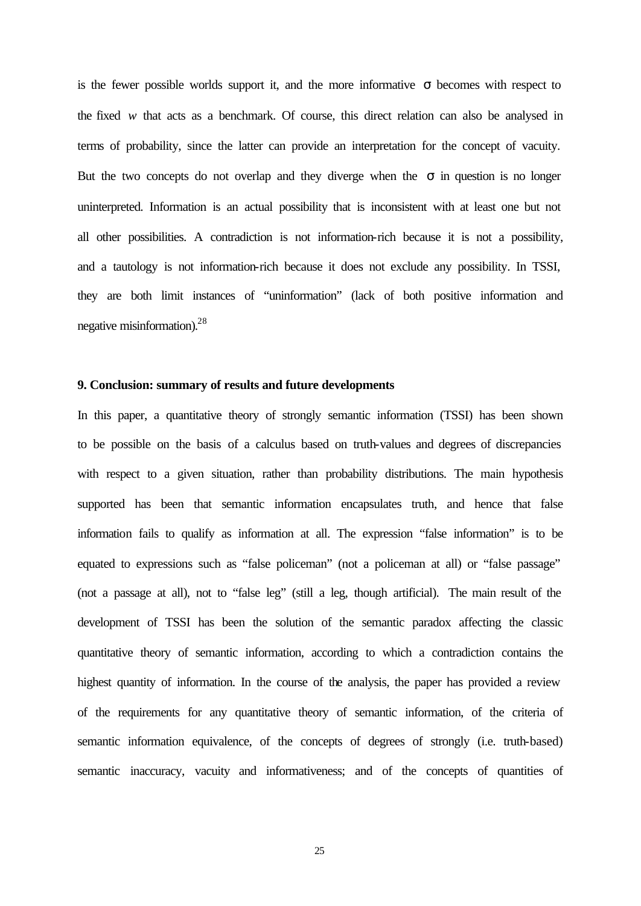is the fewer possible worlds support it, and the more informative $\sigma$ becomes with respect to the fixed $w$ that acts as a benchmark. Of course, this direct relation can also be analysed in terms of probability, since the latter can provide an interpretation for the concept of vacuity. But the two concepts do not overlap and they diverge when the $\sigma$ in question is no longer uninterpreted. Information is an actual possibility that is inconsistent with at least one but not all other possibilities. A contradiction is not information-rich because it is not a possibility, and a tautology is not information-rich because it does not exclude any possibility. In TSSI, they are both limit instances of "uninformation" (lack of both positive information and negative misinformation).[28]

### 9. Conclusion: summary of results and future developments

In this paper, a quantitative theory of strongly semantic information (TSSI) has been shown to be possible on the basis of a calculus based on truth-values and degrees of discrepancies with respect to a given situation, rather than probability distributions. The main hypothesis supported has been that semantic information encapsulates truth, and hence that false information fails to qualify as information at all. The expression "false information" is to be equated to expressions such as "false policeman" (not a policeman at all) or "false passage" (not a passage at all), not to "false leg" (still a leg, though artificial). The main result of the development of TSSI has been the solution of the semantic paradox affecting the classic quantitative theory of semantic information, according to which a contradiction contains the highest quantity of information. In the course of the analysis, the paper has provided a review of the requirements for any quantitative theory of semantic information, of the criteria of semantic information equivalence, of the concepts of degrees of strongly (i.e. truth-based) semantic inaccuracy, vacuity and informativeness; and of the concepts of quantities of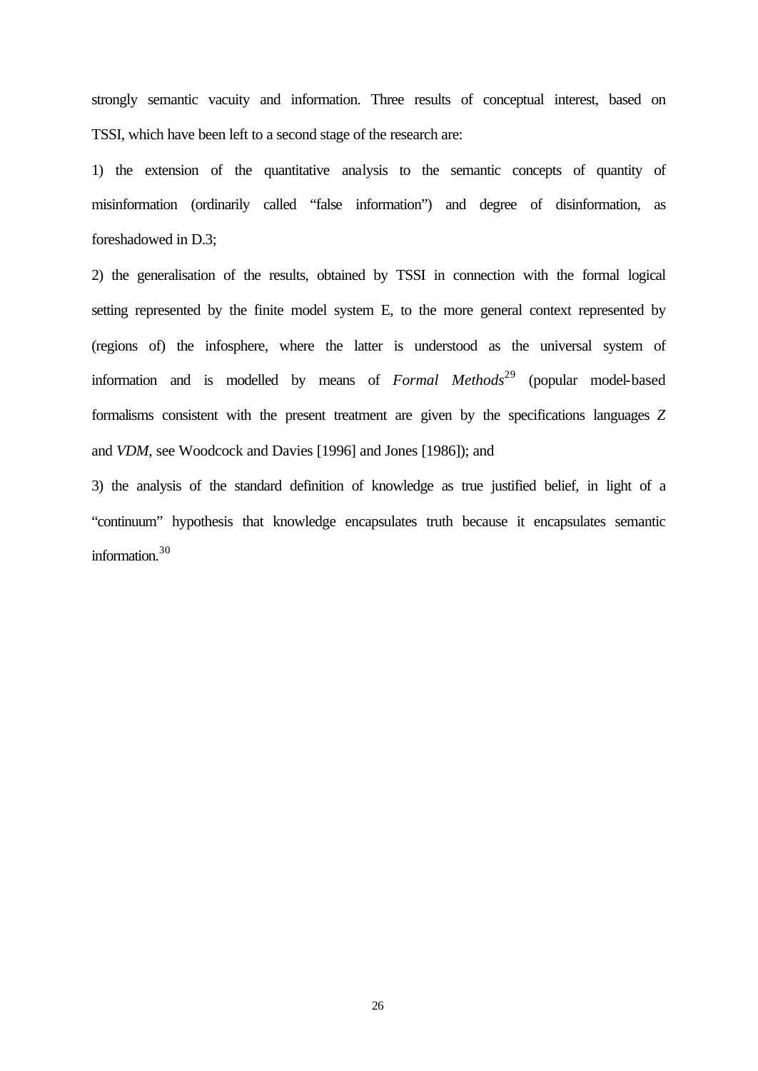strongly semantic vacuity and information. Three results of conceptual interest, based on TSSI, which have been left to a second stage of the research are:

1) the extension of the quantitative analysis to the semantic concepts of quantity of misinformation (ordinarily called "false information") and degree of disinformation, as foreshadowed in D.3;

2) the generalisation of the results, obtained by TSSI in connection with the formal logical setting represented by the finite model system E, to the more general context represented by (regions of) the infosphere, where the latter is understood as the universal system of information and is modelled by means of *Formal Methods*[29] (popular model-based formalisms consistent with the present treatment are given by the specifications languages *Z* and *VDM*, see Woodcock and Davies [1996] and Jones [1986]); and

3) the analysis of the standard definition of knowledge as true justified belief, in light of a "continuum" hypothesis that knowledge encapsulates truth because it encapsulates semantic information.[30]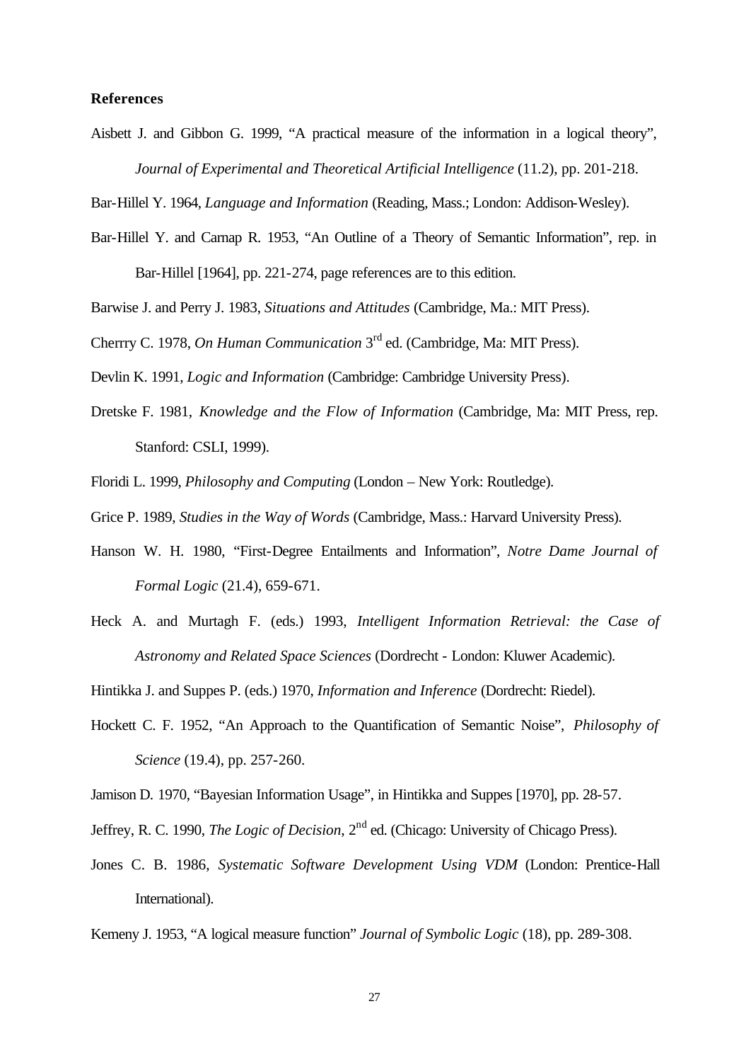**References**

Aisbett J. and Gibbon G. 1999, "A practical measure of the information in a logical theory", *Journal of Experimental and Theoretical Artificial Intelligence* (11.2), pp. 201-218.

Bar-Hillel Y. 1964, *Language and Information* (Reading, Mass.; London: Addison-Wesley).

Bar-Hillel Y. and Carnap R. 1953, "An Outline of a Theory of Semantic Information", rep. in Bar-Hillel [1964], pp. 221-274, page references are to this edition.

Barwise J. and Perry J. 1983, *Situations and Attitudes* (Cambridge, Ma.: MIT Press).

Cherrry C. 1978, *On Human Communication* 3rd ed. (Cambridge, Ma: MIT Press).

Devlin K. 1991, *Logic and Information* (Cambridge: Cambridge University Press).

Dretske F. 1981, *Knowledge and the Flow of Information* (Cambridge, Ma: MIT Press, rep. Stanford: CSLI, 1999).

Floridi L. 1999, *Philosophy and Computing* (London – New York: Routledge).

Grice P. 1989, *Studies in the Way of Words* (Cambridge, Mass.: Harvard University Press).

Hanson W. H. 1980, "First-Degree Entailments and Information", *Notre Dame Journal of Formal Logic* (21.4), 659-671.

Heck A. and Murtagh F. (eds.) 1993, *Intelligent Information Retrieval: the Case of Astronomy and Related Space Sciences* (Dordrecht - London: Kluwer Academic).

Hintikka J. and Suppes P. (eds.) 1970, *Information and Inference* (Dordrecht: Riedel).

Hockett C. F. 1952, "An Approach to the Quantification of Semantic Noise", *Philosophy of Science* (19.4), pp. 257-260.

Jamison D. 1970, "Bayesian Information Usage", in Hintikka and Suppes [1970], pp. 28-57.

Jeffrey, R. C. 1990, *The Logic of Decision*, 2nd ed. (Chicago: University of Chicago Press).

Jones C. B. 1986, *Systematic Software Development Using VDM* (London: Prentice-Hall International).

Kemeny J. 1953, "A logical measure function" *Journal of Symbolic Logic* (18), pp. 289-308.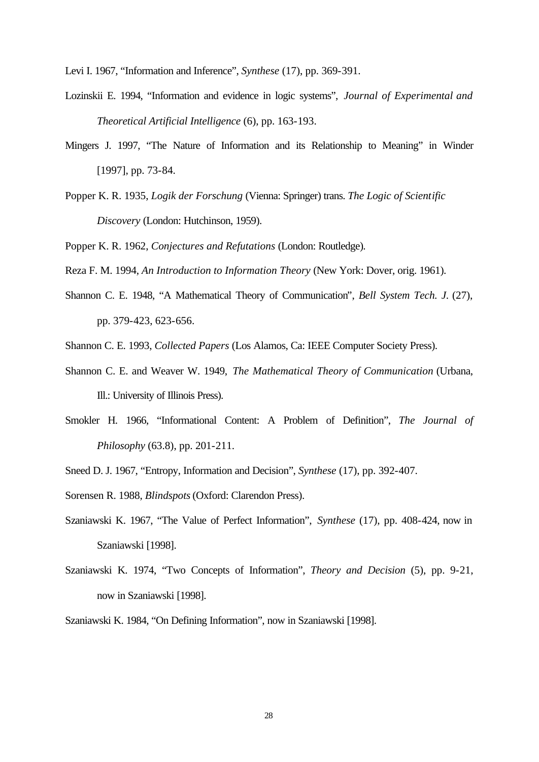Levi I. 1967, “Information and Inference”, *Synthese* (17), pp. 369-391.

Lozinskii E. 1994, “Information and evidence in logic systems”, *Journal of Experimental and Theoretical Artificial Intelligence* (6), pp. 163-193.

Mingers J. 1997, “The Nature of Information and its Relationship to Meaning” in Winder [1997], pp. 73-84.

Popper K. R. 1935, *Logik der Forschung* (Vienna: Springer) trans. *The Logic of Scientific Discovery* (London: Hutchinson, 1959).

Popper K. R. 1962, *Conjectures and Refutations* (London: Routledge).

Reza F. M. 1994, *An Introduction to Information Theory* (New York: Dover, orig. 1961).

Shannon C. E. 1948, “A Mathematical Theory of Communication”, *Bell System Tech. J.* (27), pp. 379-423, 623-656.

Shannon C. E. 1993, *Collected Papers* (Los Alamos, Ca: IEEE Computer Society Press).

Shannon C. E. and Weaver W. 1949, *The Mathematical Theory of Communication* (Urbana, Ill.: University of Illinois Press).

Smokler H. 1966, “Informational Content: A Problem of Definition”, *The Journal of Philosophy* (63.8), pp. 201-211.

Sneed D. J. 1967, “Entropy, Information and Decision”, *Synthese* (17), pp. 392-407.

Sorensen R. 1988, *Blindspots* (Oxford: Clarendon Press).

Szaniawski K. 1967, “The Value of Perfect Information”, *Synthese* (17), pp. 408-424, now in Szaniawski [1998].

Szaniawski K. 1974, “Two Concepts of Information”, *Theory and Decision* (5), pp. 9-21, now in Szaniawski [1998].

Szaniawski K. 1984, “On Defining Information”, now in Szaniawski [1998].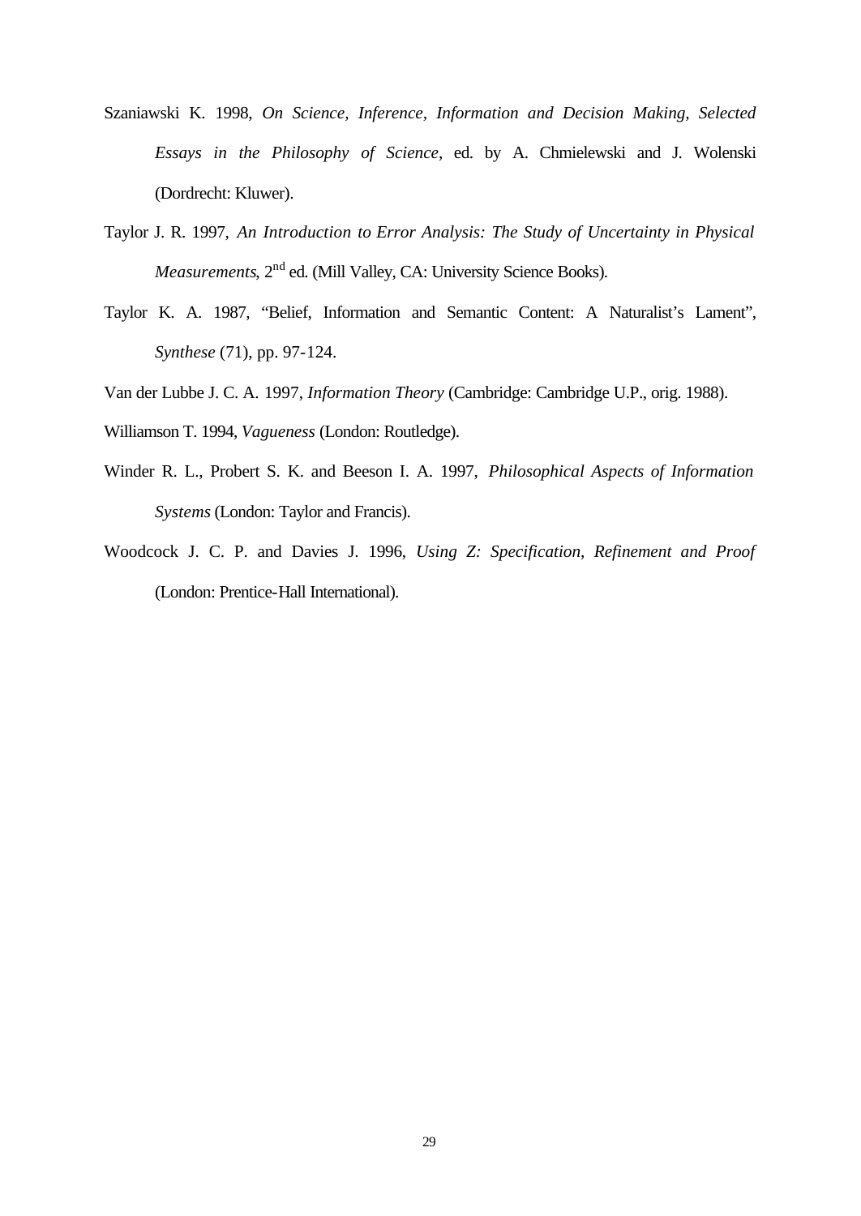Szaniawski K. 1998, *On Science, Inference, Information and Decision Making, Selected Essays in the Philosophy of Science*, ed. by A. Chmielewski and J. Wolenski (Dordrecht: Kluwer).

Taylor J. R. 1997, *An Introduction to Error Analysis: The Study of Uncertainty in Physical Measurements*, 2nd ed. (Mill Valley, CA: University Science Books).

Taylor K. A. 1987, "Belief, Information and Semantic Content: A Naturalist's Lament", *Synthese* (71), pp. 97-124.

Van der Lubbe J. C. A. 1997, *Information Theory* (Cambridge: Cambridge U.P., orig. 1988).

Williamson T. 1994, *Vagueness* (London: Routledge).

Winder R. L., Probert S. K. and Beeson I. A. 1997, *Philosophical Aspects of Information Systems* (London: Taylor and Francis).

Woodcock J. C. P. and Davies J. 1996, *Using Z: Specification, Refinement and Proof* (London: Prentice-Hall International).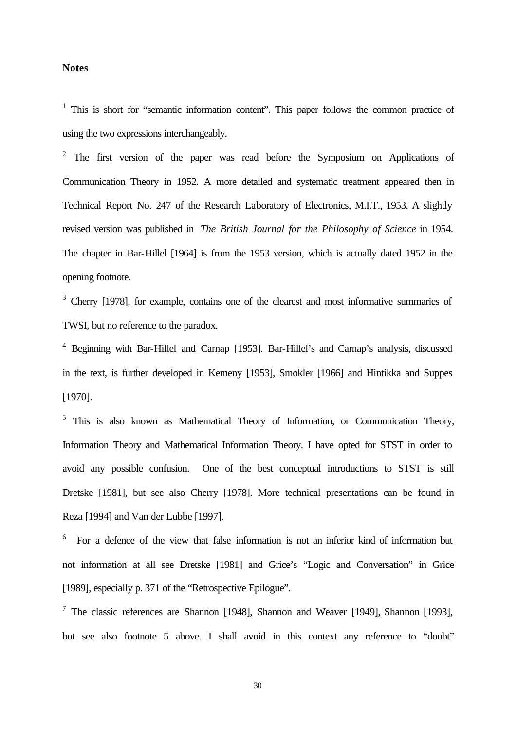**Notes**

[1] This is short for "semantic information content". This paper follows the common practice of using the two expressions interchangeably.

[2] The first version of the paper was read before the Symposium on Applications of Communication Theory in 1952. A more detailed and systematic treatment appeared then in Technical Report No. 247 of the Research Laboratory of Electronics, M.I.T., 1953. A slightly revised version was published in *The British Journal for the Philosophy of Science* in 1954. The chapter in Bar-Hillel [1964] is from the 1953 version, which is actually dated 1952 in the opening footnote.

[3] Cherry [1978], for example, contains one of the clearest and most informative summaries of TWSI, but no reference to the paradox.

[4] Beginning with Bar-Hillel and Carnap [1953]. Bar-Hillel's and Carnap's analysis, discussed in the text, is further developed in Kemeny [1953], Smokler [1966] and Hintikka and Suppes [1970].

[5] This is also known as Mathematical Theory of Information, or Communication Theory, Information Theory and Mathematical Information Theory. I have opted for STST in order to avoid any possible confusion. One of the best conceptual introductions to STST is still Dretske [1981], but see also Cherry [1978]. More technical presentations can be found in Reza [1994] and Van der Lubbe [1997].

[6] For a defence of the view that false information is not an inferior kind of information but not information at all see Dretske [1981] and Grice's "Logic and Conversation" in Grice [1989], especially p. 371 of the "Retrospective Epilogue".

[7] The classic references are Shannon [1948], Shannon and Weaver [1949], Shannon [1993], but see also footnote 5 above. I shall avoid in this context any reference to "doubt"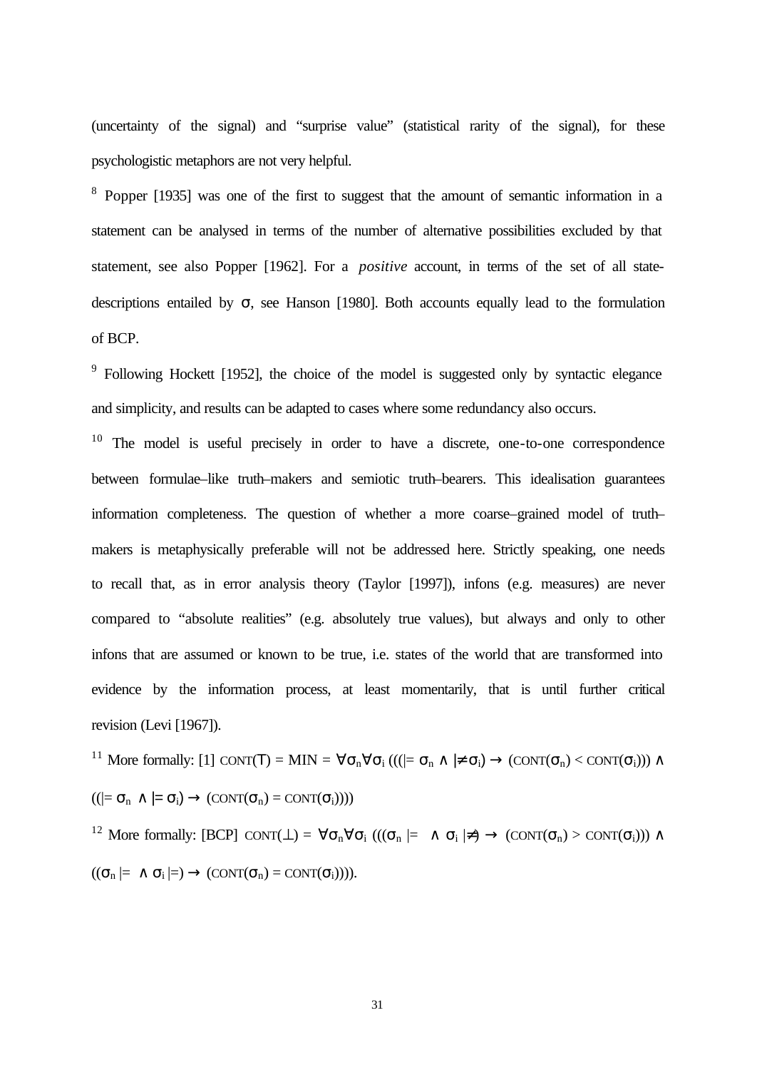(uncertainty of the signal) and "surprise value" (statistical rarity of the signal), for these psychologistic metaphors are not very helpful.

[8] Popper [1935] was one of the first to suggest that the amount of semantic information in a statement can be analysed in terms of the number of alternative possibilities excluded by that statement, see also Popper [1962]. For a *positive* account, in terms of the set of all state-descriptions entailed by σ, see Hanson [1980]. Both accounts equally lead to the formulation of BCP.

[9] Following Hockett [1952], the choice of the model is suggested only by syntactic elegance and simplicity, and results can be adapted to cases where some redundancy also occurs.

[10] The model is useful precisely in order to have a discrete, one-to-one correspondence between formulae–like truth–makers and semiotic truth–bearers. This idealisation guarantees information completeness. The question of whether a more coarse–grained model of truth–makers is metaphysically preferable will not be addressed here. Strictly speaking, one needs to recall that, as in error analysis theory (Taylor [1997]), infons (e.g. measures) are never compared to "absolute realities" (e.g. absolutely true values), but always and only to other infons that are assumed or known to be true, i.e. states of the world that are transformed into evidence by the information process, at least momentarily, that is until further critical revision (Levi [1967]).

[11] More formally: [1] $\text{CONT}(\top) = \text{MIN} = \forall \sigma_n \forall \sigma_i (((\models \sigma_n \wedge \not\models \sigma_i) \rightarrow (\text{CONT}(\sigma_n) < \text{CONT}(\sigma_i))) \wedge ((\models \sigma_n \wedge \models \sigma_i) \rightarrow (\text{CONT}(\sigma_n) = \text{CONT}(\sigma_i))))$

[12] More formally: [BCP] $\text{CONT}(\perp) = \forall \sigma_n \forall \sigma_i (((\sigma_n \models \wedge \sigma_i \not\models) \rightarrow (\text{CONT}(\sigma_n) > \text{CONT}(\sigma_i))) \wedge ((\sigma_n \models \wedge \sigma_i \models) \rightarrow (\text{CONT}(\sigma_n) = \text{CONT}(\sigma_i))))$.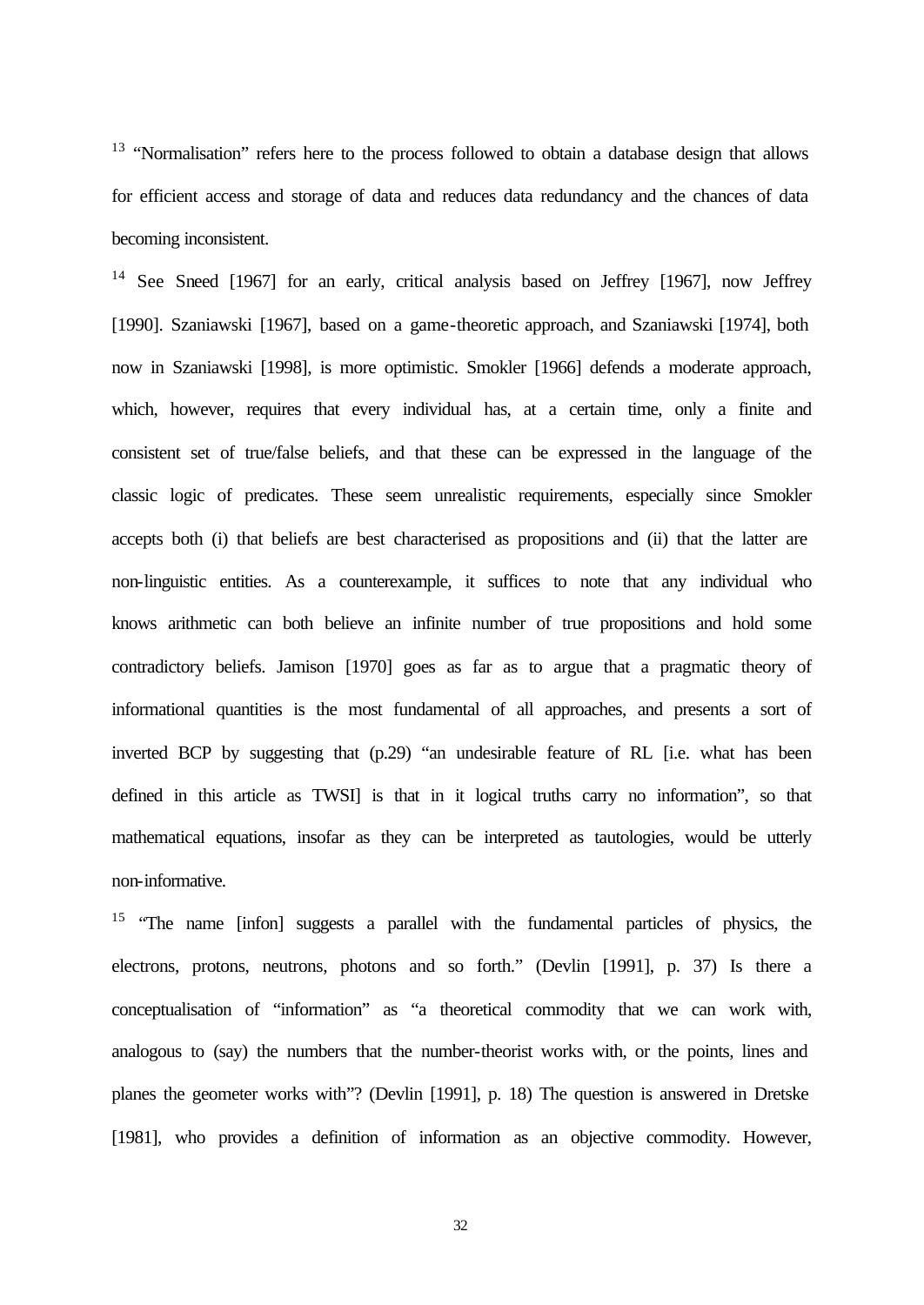[13] "Normalisation" refers here to the process followed to obtain a database design that allows for efficient access and storage of data and reduces data redundancy and the chances of data becoming inconsistent.

[14] See Sneed [1967] for an early, critical analysis based on Jeffrey [1967], now Jeffrey [1990]. Szaniawski [1967], based on a game-theoretic approach, and Szaniawski [1974], both now in Szaniawski [1998], is more optimistic. Smokler [1966] defends a moderate approach, which, however, requires that every individual has, at a certain time, only a finite and consistent set of true/false beliefs, and that these can be expressed in the language of the classic logic of predicates. These seem unrealistic requirements, especially since Smokler accepts both (i) that beliefs are best characterised as propositions and (ii) that the latter are non-linguistic entities. As a counterexample, it suffices to note that any individual who knows arithmetic can both believe an infinite number of true propositions and hold some contradictory beliefs. Jamison [1970] goes as far as to argue that a pragmatic theory of informational quantities is the most fundamental of all approaches, and presents a sort of inverted BCP by suggesting that (p.29) "an undesirable feature of RL [i.e. what has been defined in this article as TWSI] is that in it logical truths carry no information", so that mathematical equations, insofar as they can be interpreted as tautologies, would be utterly non-informative.

[15] "The name [infon] suggests a parallel with the fundamental particles of physics, the electrons, protons, neutrons, photons and so forth." (Devlin [1991], p. 37) Is there a conceptualisation of "information" as "a theoretical commodity that we can work with, analogous to (say) the numbers that the number-theorist works with, or the points, lines and planes the geometer works with"? (Devlin [1991], p. 18) The question is answered in Dretske [1981], who provides a definition of information as an objective commodity. However,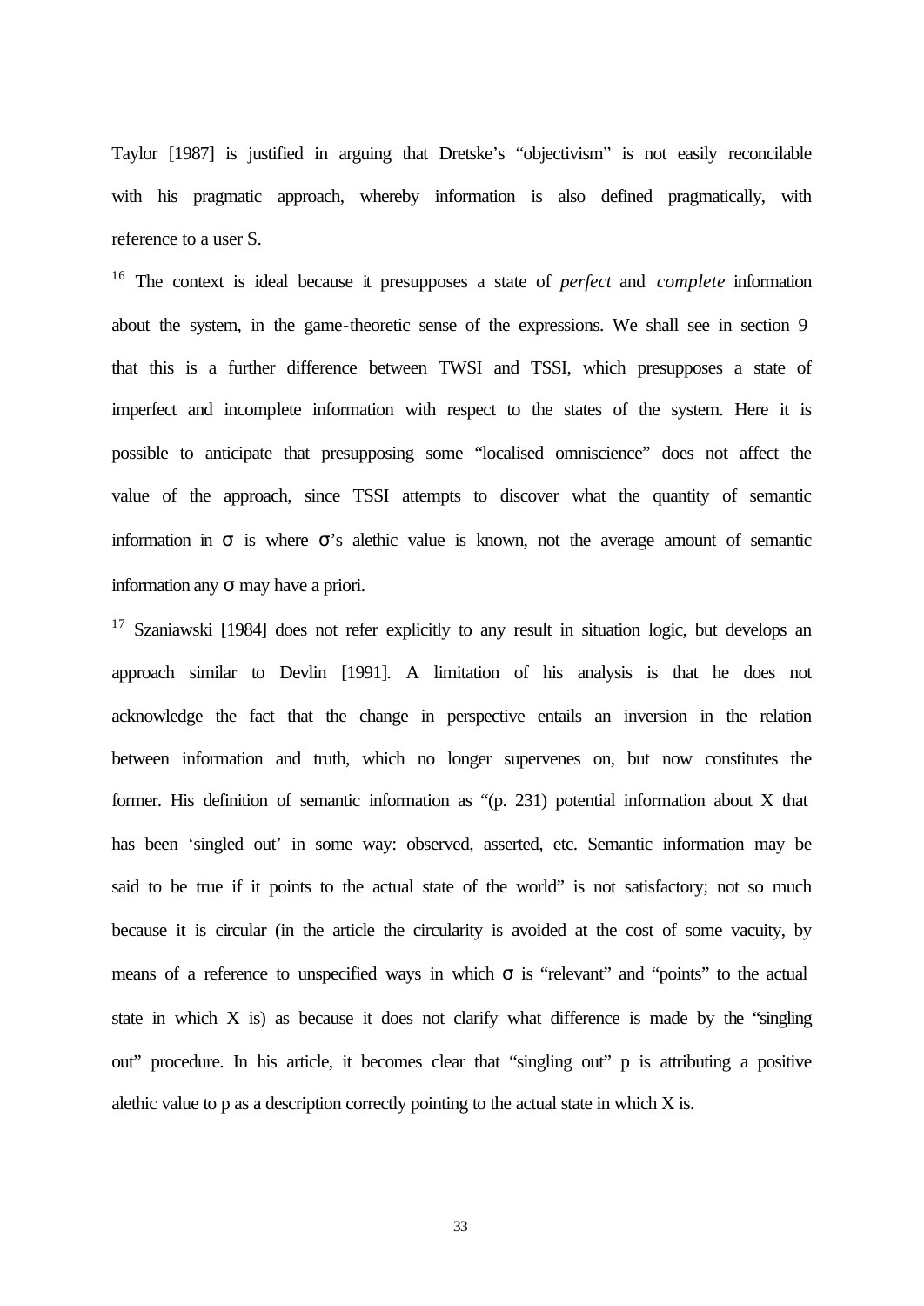Taylor [1987] is justified in arguing that Dretske's "objectivism" is not easily reconcilable with his pragmatic approach, whereby information is also defined pragmatically, with reference to a user S.

[16] The context is ideal because it presupposes a state of *perfect* and *complete* information about the system, in the game-theoretic sense of the expressions. We shall see in section 9 that this is a further difference between TWSI and TSSI, which presupposes a state of imperfect and incomplete information with respect to the states of the system. Here it is possible to anticipate that presupposing some "localised omniscience" does not affect the value of the approach, since TSSI attempts to discover what the quantity of semantic information in $\sigma$ is where $\sigma$'s alethic value is known, not the average amount of semantic information any $\sigma$ may have a priori.

[17] Szaniawski [1984] does not refer explicitly to any result in situation logic, but develops an approach similar to Devlin [1991]. A limitation of his analysis is that he does not acknowledge the fact that the change in perspective entails an inversion in the relation between information and truth, which no longer supervenes on, but now constitutes the former. His definition of semantic information as "(p. 231) potential information about X that has been 'singled out' in some way: observed, asserted, etc. Semantic information may be said to be true if it points to the actual state of the world" is not satisfactory; not so much because it is circular (in the article the circularity is avoided at the cost of some vacuity, by means of a reference to unspecified ways in which $\sigma$ is "relevant" and "points" to the actual state in which X is) as because it does not clarify what difference is made by the "singling out" procedure. In his article, it becomes clear that "singling out" p is attributing a positive alethic value to p as a description correctly pointing to the actual state in which X is.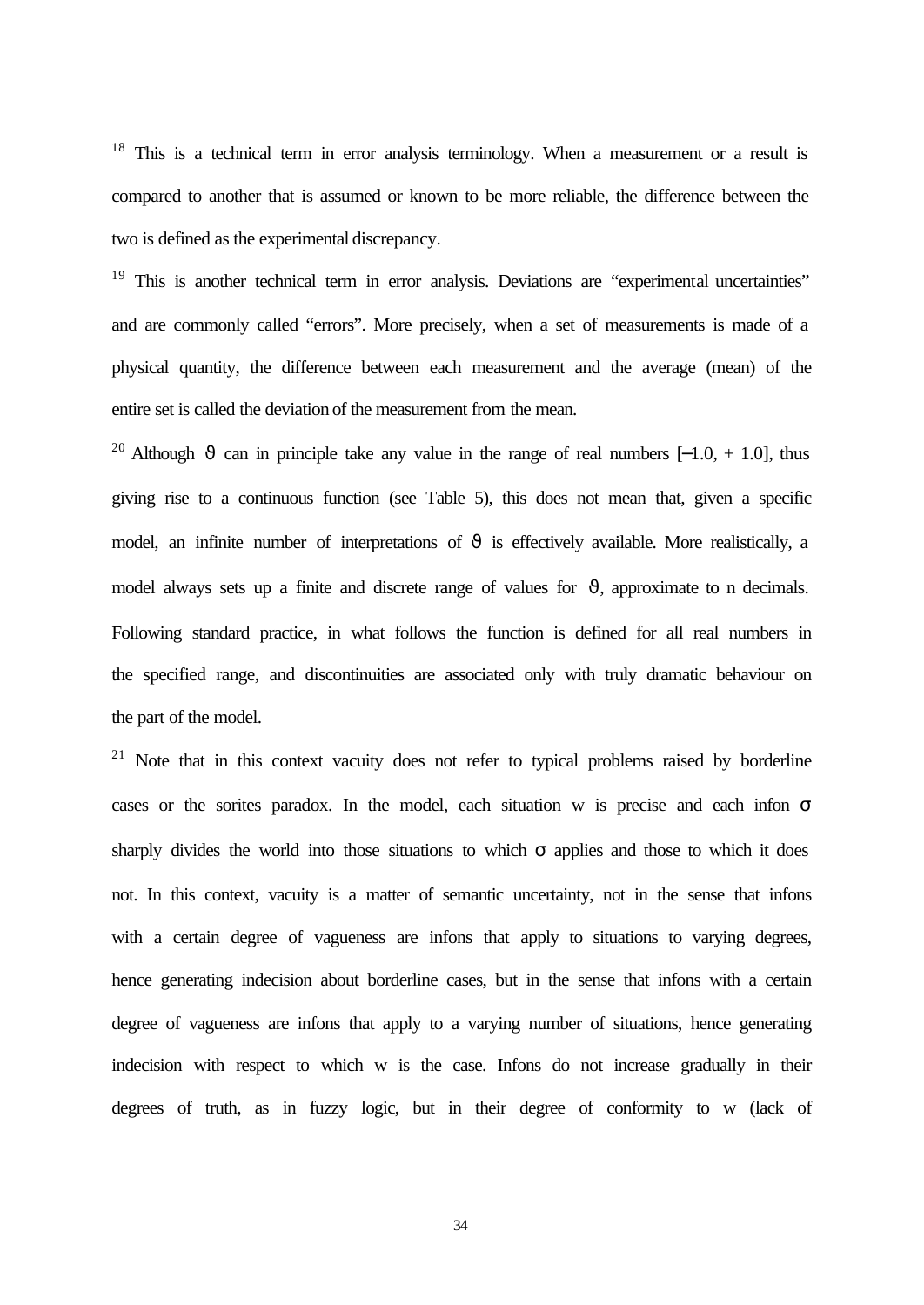[18] This is a technical term in error analysis terminology. When a measurement or a result is compared to another that is assumed or known to be more reliable, the difference between the two is defined as the experimental discrepancy.

[19] This is another technical term in error analysis. Deviations are "experimental uncertainties" and are commonly called "errors". More precisely, when a set of measurements is made of a physical quantity, the difference between each measurement and the average (mean) of the entire set is called the deviation of the measurement from the mean.

[20] Although $\vartheta$ can in principle take any value in the range of real numbers [−1.0, + 1.0], thus giving rise to a continuous function (see Table 5), this does not mean that, given a specific model, an infinite number of interpretations of $\vartheta$ is effectively available. More realistically, a model always sets up a finite and discrete range of values for $\vartheta$, approximate to n decimals. Following standard practice, in what follows the function is defined for all real numbers in the specified range, and discontinuities are associated only with truly dramatic behaviour on the part of the model.

[21] Note that in this context vacuity does not refer to typical problems raised by borderline cases or the sorites paradox. In the model, each situation w is precise and each infon $\sigma$ sharply divides the world into those situations to which $\sigma$ applies and those to which it does not. In this context, vacuity is a matter of semantic uncertainty, not in the sense that infons with a certain degree of vagueness are infons that apply to situations to varying degrees, hence generating indecision about borderline cases, but in the sense that infons with a certain degree of vagueness are infons that apply to a varying number of situations, hence generating indecision with respect to which w is the case. Infons do not increase gradually in their degrees of truth, as in fuzzy logic, but in their degree of conformity to w (lack of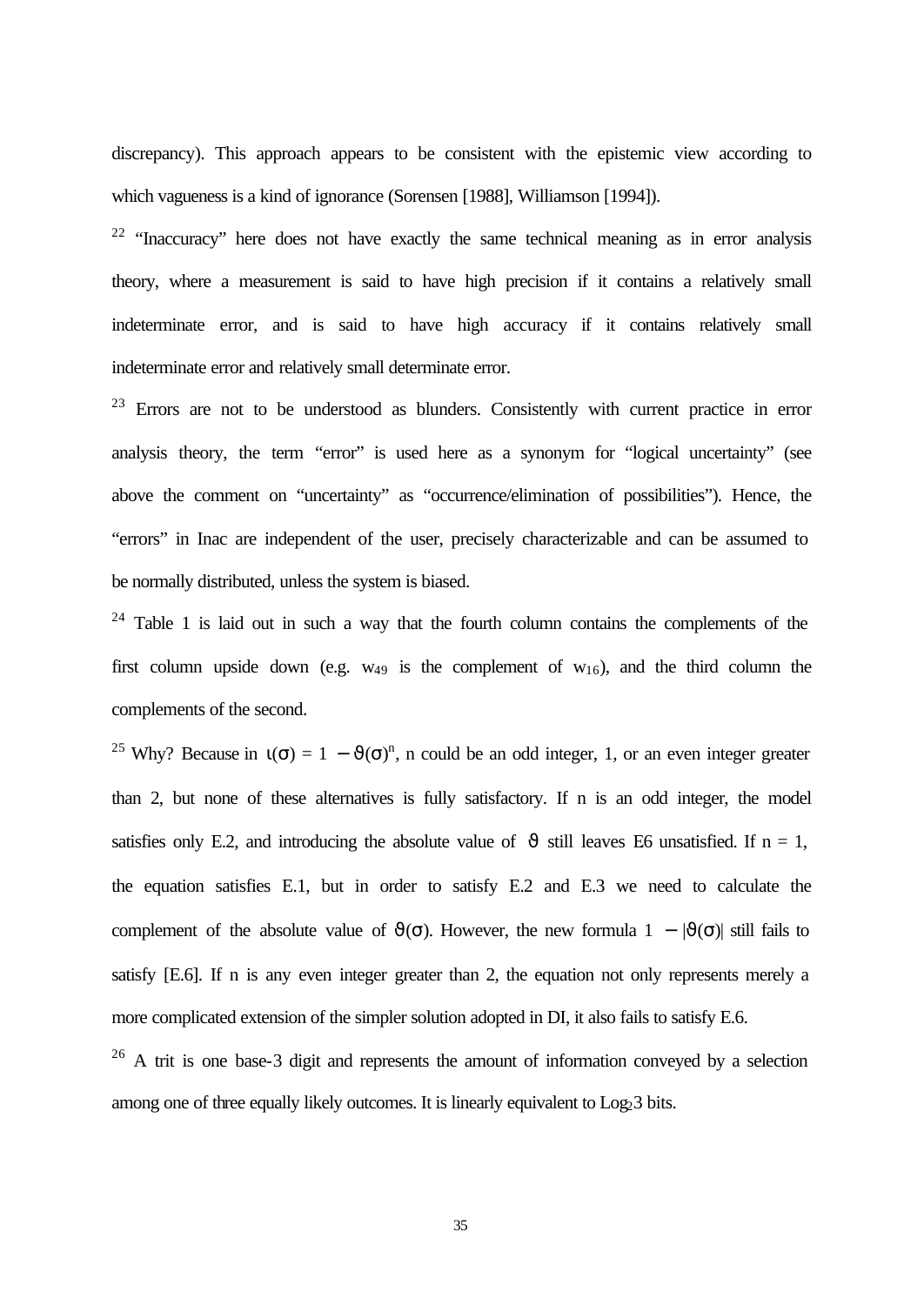discrepancy). This approach appears to be consistent with the epistemic view according to which vagueness is a kind of ignorance (Sorensen [1988], Williamson [1994]).

[22] "Inaccuracy" here does not have exactly the same technical meaning as in error analysis theory, where a measurement is said to have high precision if it contains a relatively small indeterminate error, and is said to have high accuracy if it contains relatively small indeterminate error and relatively small determinate error.

[23] Errors are not to be understood as blunders. Consistently with current practice in error analysis theory, the term "error" is used here as a synonym for "logical uncertainty" (see above the comment on "uncertainty" as "occurrence/elimination of possibilities"). Hence, the "errors" in Inac are independent of the user, precisely characterizable and can be assumed to be normally distributed, unless the system is biased.

[24] Table 1 is laid out in such a way that the fourth column contains the complements of the first column upside down (e.g. $w_{49}$ is the complement of $w_{16}$), and the third column the complements of the second.

[25] Why? Because in $\iota(\sigma) = 1 - \vartheta(\sigma)^n$, n could be an odd integer, 1, or an even integer greater than 2, but none of these alternatives is fully satisfactory. If n is an odd integer, the model satisfies only E.2, and introducing the absolute value of $\vartheta$ still leaves E6 unsatisfied. If $n = 1$, the equation satisfies E.1, but in order to satisfy E.2 and E.3 we need to calculate the complement of the absolute value of $\vartheta(\sigma)$. However, the new formula $1 - |\vartheta(\sigma)|$ still fails to satisfy [E.6]. If n is any even integer greater than 2, the equation not only represents merely a more complicated extension of the simpler solution adopted in DI, it also fails to satisfy E.6.

[26] A trit is one base-3 digit and represents the amount of information conveyed by a selection among one of three equally likely outcomes. It is linearly equivalent to $\mathrm{Log}_2 3$ bits.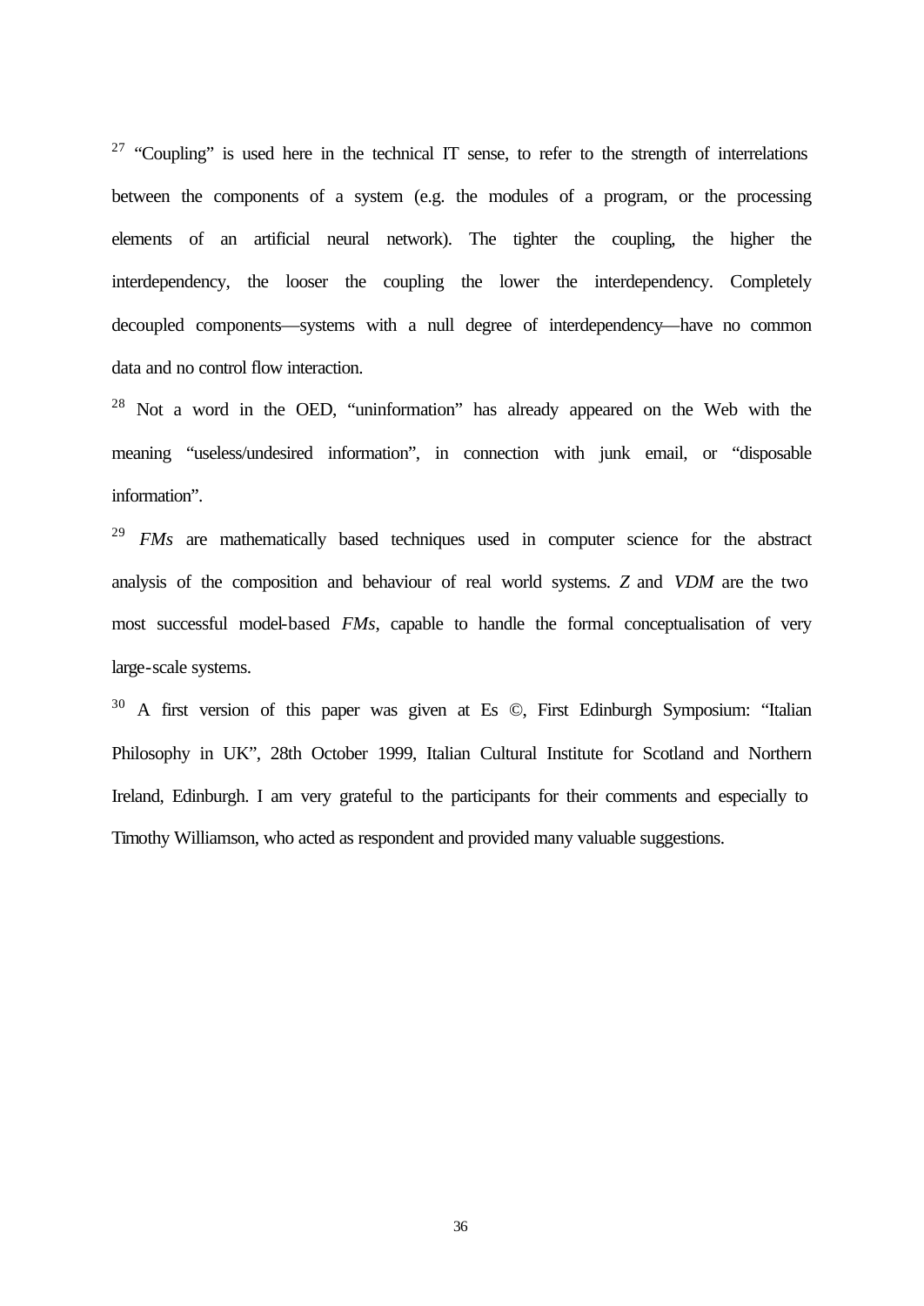[27] "Coupling" is used here in the technical IT sense, to refer to the strength of interrelations between the components of a system (e.g. the modules of a program, or the processing elements of an artificial neural network). The tighter the coupling, the higher the interdependency, the looser the coupling the lower the interdependency. Completely decoupled components—systems with a null degree of interdependency—have no common data and no control flow interaction.

[28] Not a word in the OED, "uninformation" has already appeared on the Web with the meaning "useless/undesired information", in connection with junk email, or "disposable information".

[29] *FMs* are mathematically based techniques used in computer science for the abstract analysis of the composition and behaviour of real world systems. *Z* and *VDM* are the two most successful model-based *FMs*, capable to handle the formal conceptualisation of very large-scale systems.

[30] A first version of this paper was given at Es ©, First Edinburgh Symposium: "Italian Philosophy in UK", 28th October 1999, Italian Cultural Institute for Scotland and Northern Ireland, Edinburgh. I am very grateful to the participants for their comments and especially to Timothy Williamson, who acted as respondent and provided many valuable suggestions.